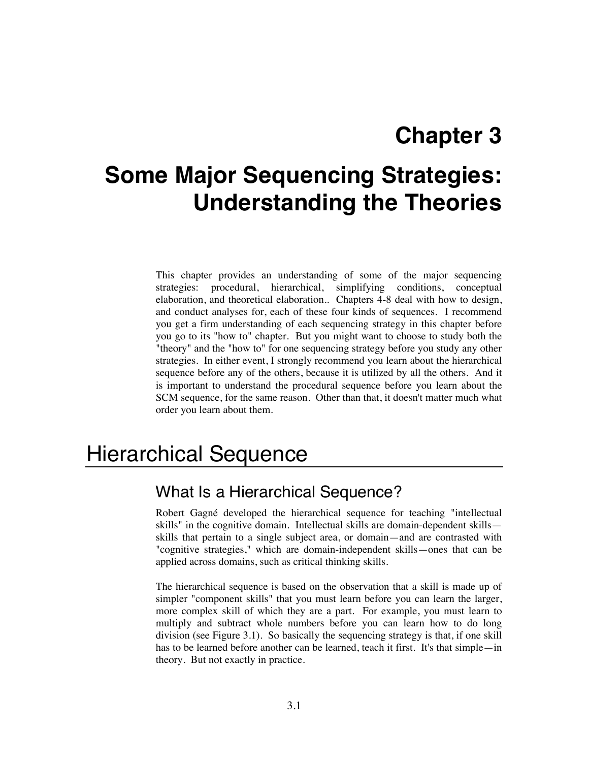# Chapter 3

# Some Major Sequencing Strategies: Understanding the Theories

This chapter provides an understanding of some of the major sequencing strategies: procedural, hierarchical, simplifying conditions, conceptual elaboration, and theoretical elaboration.. Chapters 4-8 deal with how to design, and conduct analyses for, each of these four kinds of sequences. I recommend you get a firm understanding of each sequencing strategy in this chapter before you go to its "how to" chapter. But you might want to choose to study both the "theory" and the "how to" for one sequencing strategy before you study any other strategies. In either event, I strongly recommend you learn about the hierarchical sequence before any of the others, because it is utilized by all the others. And it is important to understand the procedural sequence before you learn about the SCM sequence, for the same reason. Other than that, it doesn't matter much what order you learn about them.

## Hierarchical Sequence

### What Is a Hierarchical Sequence?

Robert Gagné developed the hierarchical sequence for teaching "intellectual skills" in the cognitive domain. Intellectual skills are domain-dependent skills—skills that pertain to a single subject area, or domain—and are contrasted with "cognitive strategies," which are domain-independent skills—ones that can be applied across domains, such as critical thinking skills.

The hierarchical sequence is based on the observation that a skill is made up of simpler "component skills" that you must learn before you can learn the larger, more complex skill of which they are a part. For example, you must learn to multiply and subtract whole numbers before you can learn how to do long division (see Figure 3.1). So basically the sequencing strategy is that, if one skill has to be learned before another can be learned, teach it first. It's that simple—in theory. But not exactly in practice.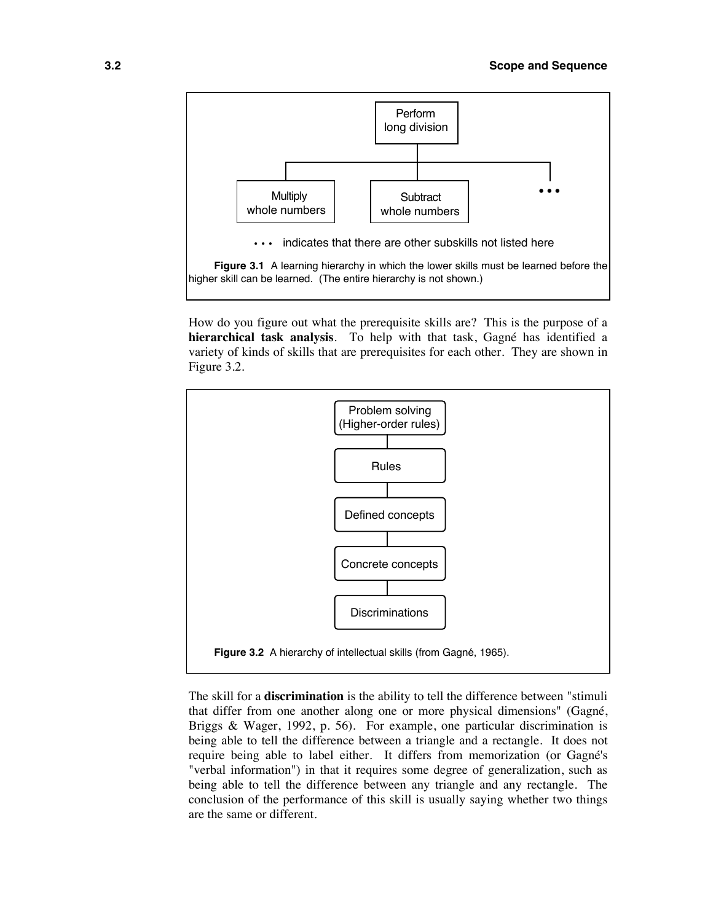Perform long division

Multiply whole numbers

Subtract whole numbers

• • •

• • • indicates that there are other subskills not listed here

**Figure 3.1** A learning hierarchy in which the lower skills must be learned before the higher skill can be learned. (The entire hierarchy is not shown.)

How do you figure out what the prerequisite skills are? This is the purpose of a **hierarchical task analysis**. To help with that task, Gagné has identified a variety of kinds of skills that are prerequisites for each other. They are shown in Figure 3.2.

Problem solving (Higher-order rules)

Rules

Defined concepts

Concrete concepts

Discriminations

**Figure 3.2** A hierarchy of intellectual skills (from Gagné, 1965).

The skill for a **discrimination** is the ability to tell the difference between "stimuli that differ from one another along one or more physical dimensions" (Gagné, Briggs & Wager, 1992, p. 56). For example, one particular discrimination is being able to tell the difference between a triangle and a rectangle. It does not require being able to label either. It differs from memorization (or Gagné's "verbal information") in that it requires some degree of generalization, such as being able to tell the difference between any triangle and any rectangle. The conclusion of the performance of this skill is usually saying whether two things are the same or different.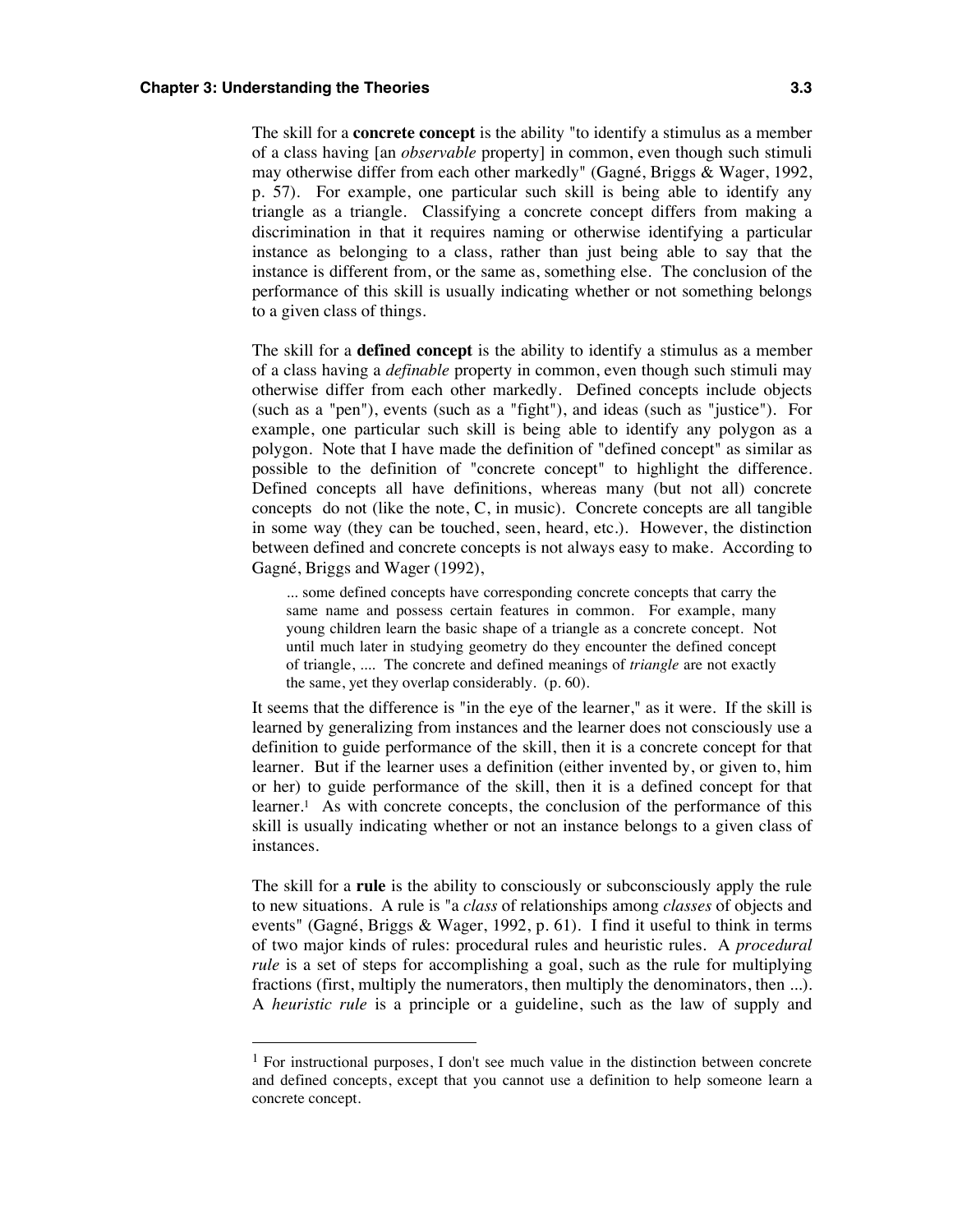The skill for a **concrete concept** is the ability "to identify a stimulus as a member of a class having [an *observable* property] in common, even though such stimuli may otherwise differ from each other markedly" (Gagné, Briggs & Wager, 1992, p. 57). For example, one particular such skill is being able to identify any triangle as a triangle. Classifying a concrete concept differs from making a discrimination in that it requires naming or otherwise identifying a particular instance as belonging to a class, rather than just being able to say that the instance is different from, or the same as, something else. The conclusion of the performance of this skill is usually indicating whether or not something belongs to a given class of things.

The skill for a **defined concept** is the ability to identify a stimulus as a member of a class having a *definable* property in common, even though such stimuli may otherwise differ from each other markedly. Defined concepts include objects (such as a "pen"), events (such as a "fight"), and ideas (such as "justice"). For example, one particular such skill is being able to identify any polygon as a polygon. Note that I have made the definition of "defined concept" as similar as possible to the definition of "concrete concept" to highlight the difference. Defined concepts all have definitions, whereas many (but not all) concrete concepts do not (like the note, C, in music). Concrete concepts are all tangible in some way (they can be touched, seen, heard, etc.). However, the distinction between defined and concrete concepts is not always easy to make. According to Gagné, Briggs and Wager (1992),

> ... some defined concepts have corresponding concrete concepts that carry the same name and possess certain features in common. For example, many young children learn the basic shape of a triangle as a concrete concept. Not until much later in studying geometry do they encounter the defined concept of triangle, .... The concrete and defined meanings of *triangle* are not exactly the same, yet they overlap considerably. (p. 60).

It seems that the difference is "in the eye of the learner," as it were. If the skill is learned by generalizing from instances and the learner does not consciously use a definition to guide performance of the skill, then it is a concrete concept for that learner. But if the learner uses a definition (either invented by, or given to, him or her) to guide performance of the skill, then it is a defined concept for that learner.[1] As with concrete concepts, the conclusion of the performance of this skill is usually indicating whether or not an instance belongs to a given class of instances.

The skill for a **rule** is the ability to consciously or subconsciously apply the rule to new situations. A rule is "a *class* of relationships among *classes* of objects and events" (Gagné, Briggs & Wager, 1992, p. 61). I find it useful to think in terms of two major kinds of rules: procedural rules and heuristic rules. A *procedural rule* is a set of steps for accomplishing a goal, such as the rule for multiplying fractions (first, multiply the numerators, then multiply the denominators, then ...). A *heuristic rule* is a principle or a guideline, such as the law of supply and

---

[1] For instructional purposes, I don't see much value in the distinction between concrete and defined concepts, except that you cannot use a definition to help someone learn a concrete concept.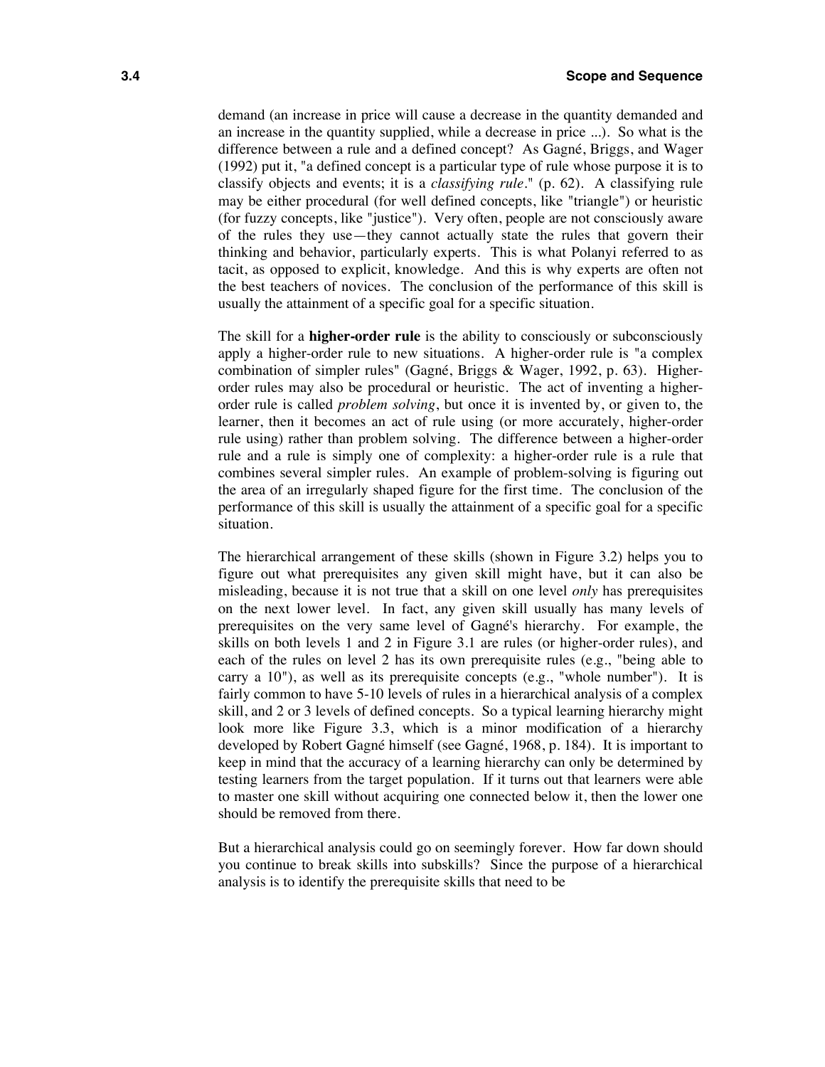demand (an increase in price will cause a decrease in the quantity demanded and an increase in the quantity supplied, while a decrease in price ...). So what is the difference between a rule and a defined concept? As Gagné, Briggs, and Wager (1992) put it, "a defined concept is a particular type of rule whose purpose it is to classify objects and events; it is a *classifying rule*." (p. 62). A classifying rule may be either procedural (for well defined concepts, like "triangle") or heuristic (for fuzzy concepts, like "justice"). Very often, people are not consciously aware of the rules they use—they cannot actually state the rules that govern their thinking and behavior, particularly experts. This is what Polanyi referred to as tacit, as opposed to explicit, knowledge. And this is why experts are often not the best teachers of novices. The conclusion of the performance of this skill is usually the attainment of a specific goal for a specific situation.

The skill for a **higher-order rule** is the ability to consciously or subconsciously apply a higher-order rule to new situations. A higher-order rule is "a complex combination of simpler rules" (Gagné, Briggs & Wager, 1992, p. 63). Higher-order rules may also be procedural or heuristic. The act of inventing a higher-order rule is called *problem solving*, but once it is invented by, or given to, the learner, then it becomes an act of rule using (or more accurately, higher-order rule using) rather than problem solving. The difference between a higher-order rule and a rule is simply one of complexity: a higher-order rule is a rule that combines several simpler rules. An example of problem-solving is figuring out the area of an irregularly shaped figure for the first time. The conclusion of the performance of this skill is usually the attainment of a specific goal for a specific situation.

The hierarchical arrangement of these skills (shown in Figure 3.2) helps you to figure out what prerequisites any given skill might have, but it can also be misleading, because it is not true that a skill on one level *only* has prerequisites on the next lower level. In fact, any given skill usually has many levels of prerequisites on the very same level of Gagné's hierarchy. For example, the skills on both levels 1 and 2 in Figure 3.1 are rules (or higher-order rules), and each of the rules on level 2 has its own prerequisite rules (e.g., "being able to carry a 10"), as well as its prerequisite concepts (e.g., "whole number"). It is fairly common to have 5-10 levels of rules in a hierarchical analysis of a complex skill, and 2 or 3 levels of defined concepts. So a typical learning hierarchy might look more like Figure 3.3, which is a minor modification of a hierarchy developed by Robert Gagné himself (see Gagné, 1968, p. 184). It is important to keep in mind that the accuracy of a learning hierarchy can only be determined by testing learners from the target population. If it turns out that learners were able to master one skill without acquiring one connected below it, then the lower one should be removed from there.

But a hierarchical analysis could go on seemingly forever. How far down should you continue to break skills into subskills? Since the purpose of a hierarchical analysis is to identify the prerequisite skills that need to be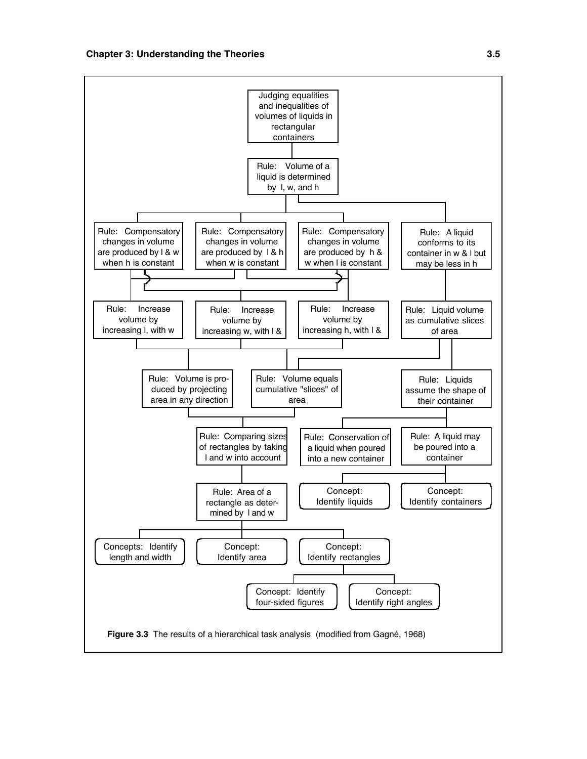Judging equalities and inequalities of volumes of liquids in rectangular containers

Rule: Volume of a liquid is determined by l, w, and h

Rule: Compensatory changes in volume are produced by l & w when h is constant

Rule: Compensatory changes in volume are produced by l & h when w is constant

Rule: Compensatory changes in volume are produced by h & w when l is constant

Rule: A liquid conforms to its container in w & l but may be less in h

Rule: Increase volume by increasing l, with w

Rule: Increase volume by increasing w, with l &

Rule: Increase volume by increasing h, with l &

Rule: Liquid volume as cumulative slices of area

Rule: Volume is produced by projecting area in any direction

Rule: Volume equals cumulative "slices" of area

Rule: Liquids assume the shape of their container

Rule: Comparing sizes of rectangles by taking l and w into account

Rule: Conservation of a liquid when poured into a new container

Rule: A liquid may be poured into a container

Concept: Identify liquids

Concept: Identify containers

Rule: Area of a rectangle as determined by l and w

Concepts: Identify length and width

Concept: Identify area

Concept: Identify rectangles

Concept: Identify four-sided figures

Concept: Identify right angles

**Figure 3.3** The results of a hierarchical task analysis (modified from Gagné, 1968)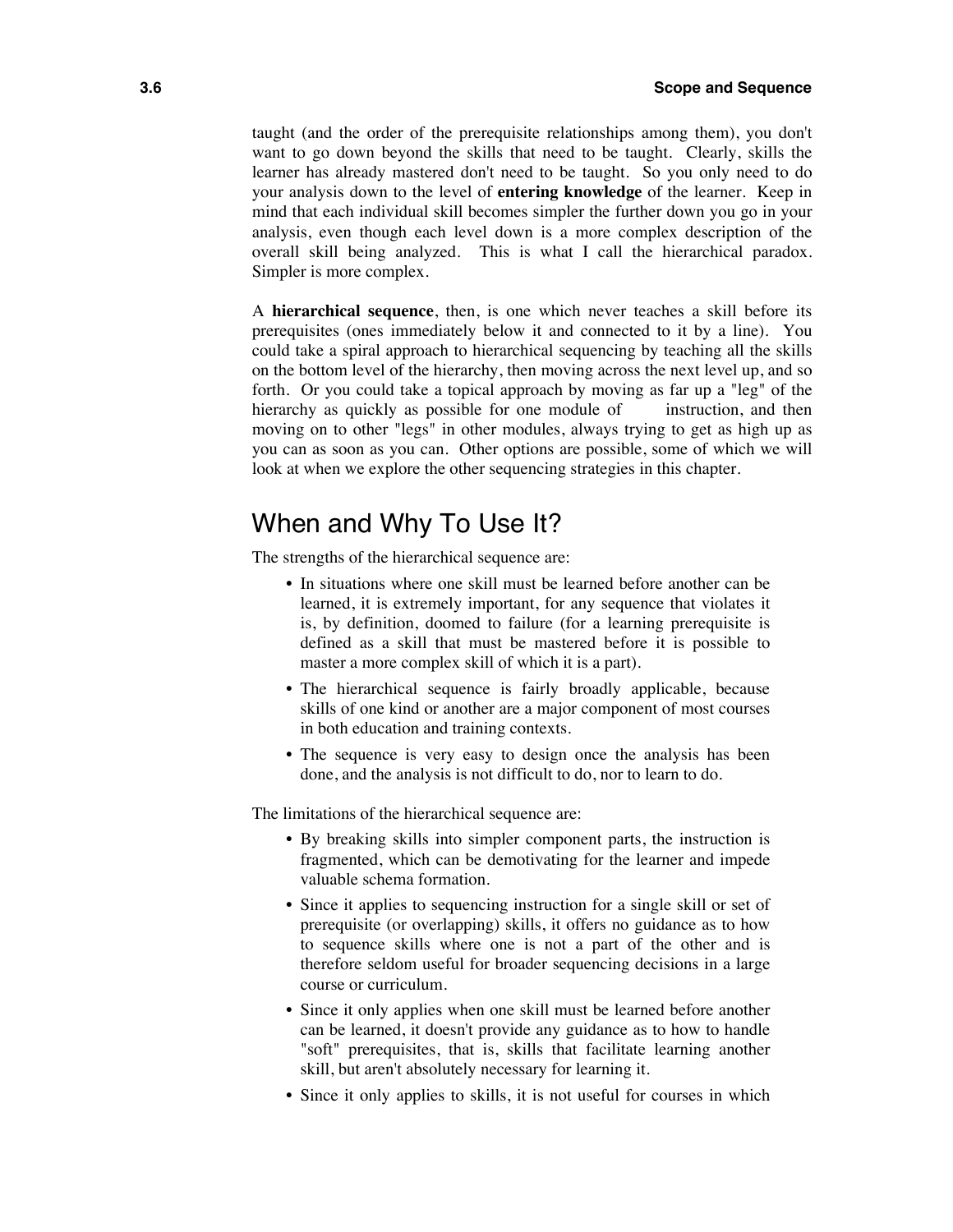taught (and the order of the prerequisite relationships among them), you don't want to go down beyond the skills that need to be taught. Clearly, skills the learner has already mastered don't need to be taught. So you only need to do your analysis down to the level of **entering knowledge** of the learner. Keep in mind that each individual skill becomes simpler the further down you go in your analysis, even though each level down is a more complex description of the overall skill being analyzed. This is what I call the hierarchical paradox. Simpler is more complex.

A **hierarchical sequence**, then, is one which never teaches a skill before its prerequisites (ones immediately below it and connected to it by a line). You could take a spiral approach to hierarchical sequencing by teaching all the skills on the bottom level of the hierarchy, then moving across the next level up, and so forth. Or you could take a topical approach by moving as far up a "leg" of the hierarchy as quickly as possible for one module of instruction, and then moving on to other "legs" in other modules, always trying to get as high up as you can as soon as you can. Other options are possible, some of which we will look at when we explore the other sequencing strategies in this chapter.

## When and Why To Use It?

The strengths of the hierarchical sequence are:

- In situations where one skill must be learned before another can be learned, it is extremely important, for any sequence that violates it is, by definition, doomed to failure (for a learning prerequisite is defined as a skill that must be mastered before it is possible to master a more complex skill of which it is a part).
- The hierarchical sequence is fairly broadly applicable, because skills of one kind or another are a major component of most courses in both education and training contexts.
- The sequence is very easy to design once the analysis has been done, and the analysis is not difficult to do, nor to learn to do.

The limitations of the hierarchical sequence are:

- By breaking skills into simpler component parts, the instruction is fragmented, which can be demotivating for the learner and impede valuable schema formation.
- Since it applies to sequencing instruction for a single skill or set of prerequisite (or overlapping) skills, it offers no guidance as to how to sequence skills where one is not a part of the other and is therefore seldom useful for broader sequencing decisions in a large course or curriculum.
- Since it only applies when one skill must be learned before another can be learned, it doesn't provide any guidance as to how to handle "soft" prerequisites, that is, skills that facilitate learning another skill, but aren't absolutely necessary for learning it.
- Since it only applies to skills, it is not useful for courses in which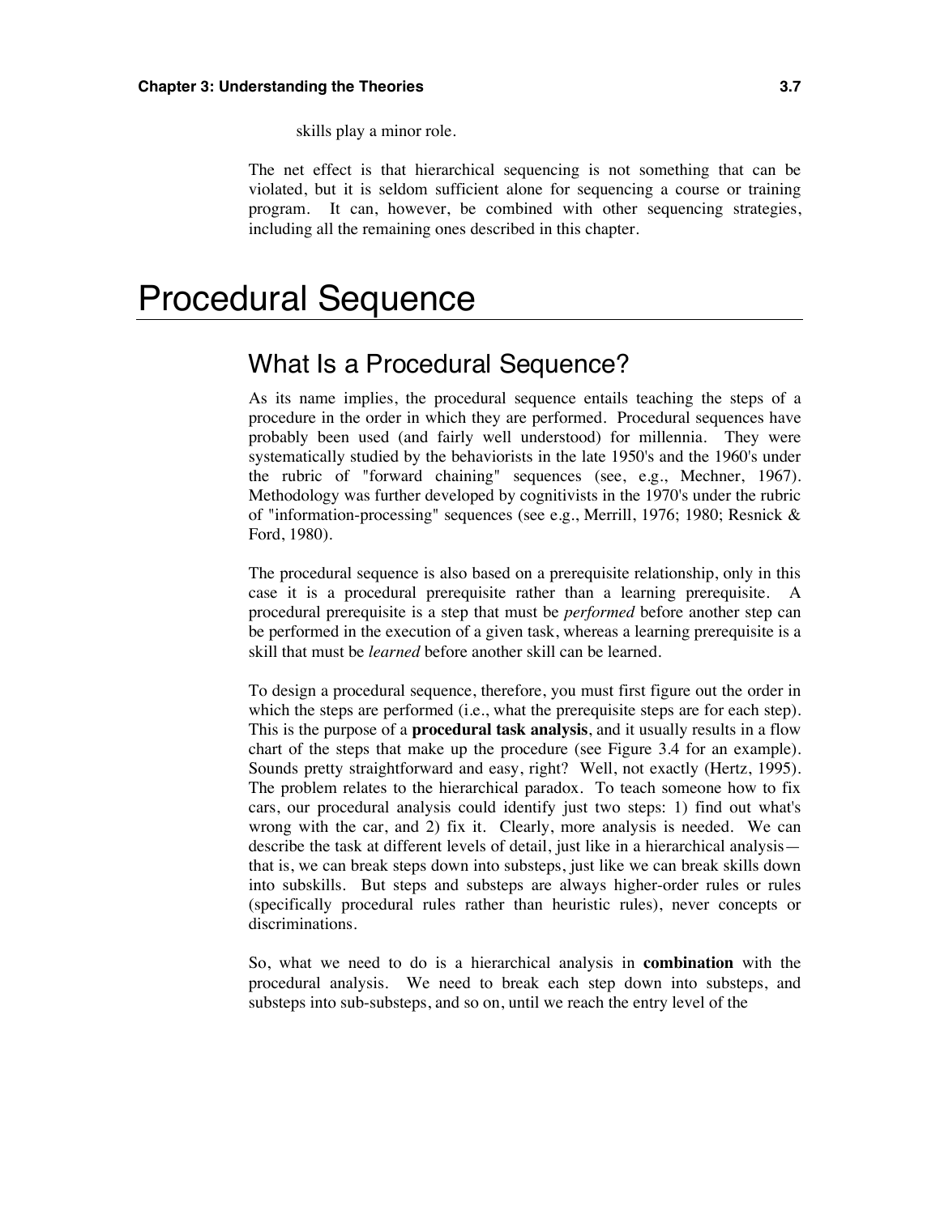skills play a minor role.

The net effect is that hierarchical sequencing is not something that can be violated, but it is seldom sufficient alone for sequencing a course or training program. It can, however, be combined with other sequencing strategies, including all the remaining ones described in this chapter.

# Procedural Sequence

## What Is a Procedural Sequence?

As its name implies, the procedural sequence entails teaching the steps of a procedure in the order in which they are performed. Procedural sequences have probably been used (and fairly well understood) for millennia. They were systematically studied by the behaviorists in the late 1950's and the 1960's under the rubric of "forward chaining" sequences (see, e.g., Mechner, 1967). Methodology was further developed by cognitivists in the 1970's under the rubric of "information-processing" sequences (see e.g., Merrill, 1976; 1980; Resnick & Ford, 1980).

The procedural sequence is also based on a prerequisite relationship, only in this case it is a procedural prerequisite rather than a learning prerequisite. A procedural prerequisite is a step that must be *performed* before another step can be performed in the execution of a given task, whereas a learning prerequisite is a skill that must be *learned* before another skill can be learned.

To design a procedural sequence, therefore, you must first figure out the order in which the steps are performed (i.e., what the prerequisite steps are for each step). This is the purpose of a **procedural task analysis**, and it usually results in a flow chart of the steps that make up the procedure (see Figure 3.4 for an example). Sounds pretty straightforward and easy, right? Well, not exactly (Hertz, 1995). The problem relates to the hierarchical paradox. To teach someone how to fix cars, our procedural analysis could identify just two steps: 1) find out what's wrong with the car, and 2) fix it. Clearly, more analysis is needed. We can describe the task at different levels of detail, just like in a hierarchical analysis—that is, we can break steps down into substeps, just like we can break skills down into subskills. But steps and substeps are always higher-order rules or rules (specifically procedural rules rather than heuristic rules), never concepts or discriminations.

So, what we need to do is a hierarchical analysis in **combination** with the procedural analysis. We need to break each step down into substeps, and substeps into sub-substeps, and so on, until we reach the entry level of the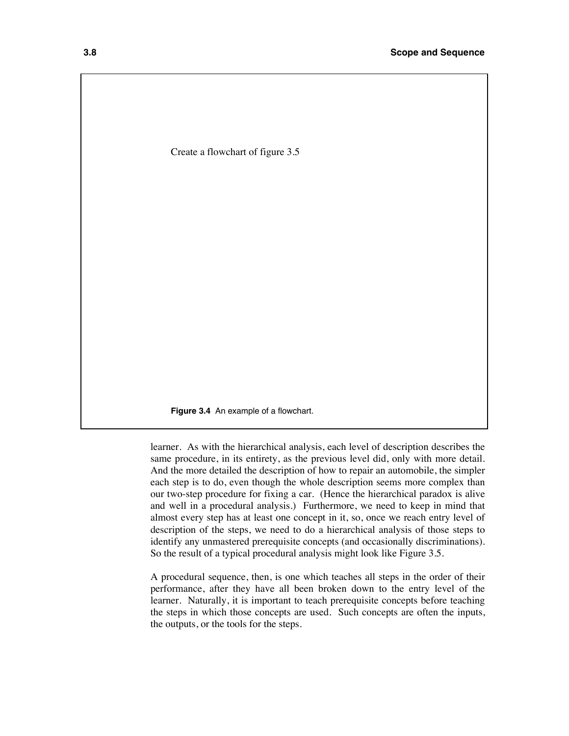Create a flowchart of figure 3.5

**Figure 3.4** An example of a flowchart.

learner. As with the hierarchical analysis, each level of description describes the same procedure, in its entirety, as the previous level did, only with more detail. And the more detailed the description of how to repair an automobile, the simpler each step is to do, even though the whole description seems more complex than our two-step procedure for fixing a car. (Hence the hierarchical paradox is alive and well in a procedural analysis.) Furthermore, we need to keep in mind that almost every step has at least one concept in it, so, once we reach entry level of description of the steps, we need to do a hierarchical analysis of those steps to identify any unmastered prerequisite concepts (and occasionally discriminations). So the result of a typical procedural analysis might look like Figure 3.5.

A procedural sequence, then, is one which teaches all steps in the order of their performance, after they have all been broken down to the entry level of the learner. Naturally, it is important to teach prerequisite concepts before teaching the steps in which those concepts are used. Such concepts are often the inputs, the outputs, or the tools for the steps.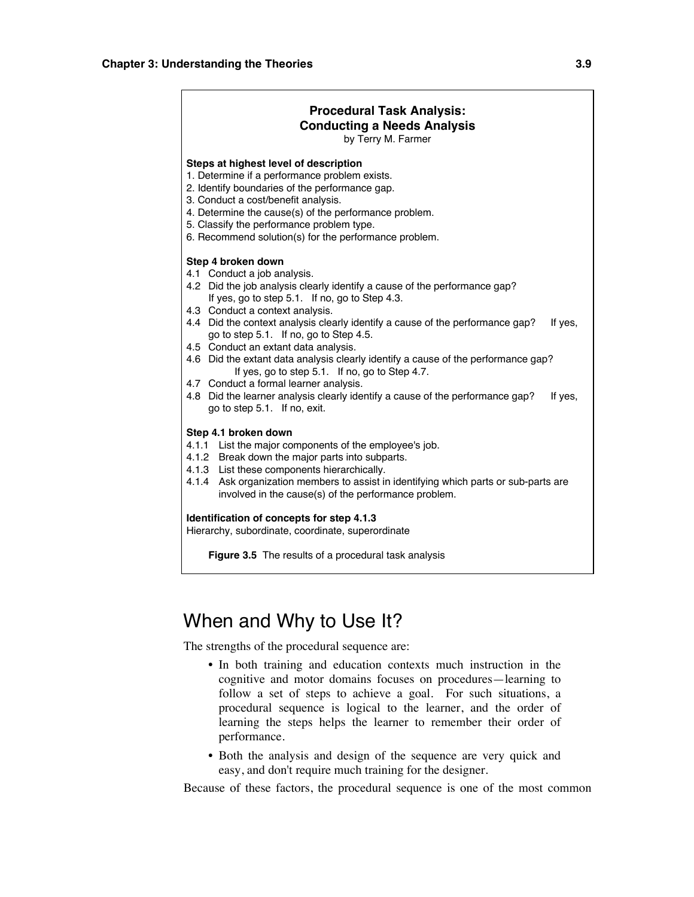**Procedural Task Analysis:**
**Conducting a Needs Analysis**
by Terry M. Farmer

**Steps at highest level of description**

1. Determine if a performance problem exists.
2. Identify boundaries of the performance gap.
3. Conduct a cost/benefit analysis.
4. Determine the cause(s) of the performance problem.
5. Classify the performance problem type.
6. Recommend solution(s) for the performance problem.

**Step 4 broken down**

4.1 Conduct a job analysis.
4.2 Did the job analysis clearly identify a cause of the performance gap? If yes, go to step 5.1. If no, go to Step 4.3.
4.3 Conduct a context analysis.
4.4 Did the context analysis clearly identify a cause of the performance gap? If yes, go to step 5.1. If no, go to Step 4.5.
4.5 Conduct an extant data analysis.
4.6 Did the extant data analysis clearly identify a cause of the performance gap? If yes, go to step 5.1. If no, go to Step 4.7.
4.7 Conduct a formal learner analysis.
4.8 Did the learner analysis clearly identify a cause of the performance gap? If yes, go to step 5.1. If no, exit.

**Step 4.1 broken down**

4.1.1 List the major components of the employee's job.
4.1.2 Break down the major parts into subparts.
4.1.3 List these components hierarchically.
4.1.4 Ask organization members to assist in identifying which parts or sub-parts are involved in the cause(s) of the performance problem.

**Identification of concepts for step 4.1.3**

Hierarchy, subordinate, coordinate, superordinate

**Figure 3.5** The results of a procedural task analysis

## When and Why to Use It?

The strengths of the procedural sequence are:

- In both training and education contexts much instruction in the cognitive and motor domains focuses on procedures—learning to follow a set of steps to achieve a goal. For such situations, a procedural sequence is logical to the learner, and the order of learning the steps helps the learner to remember their order of performance.
- Both the analysis and design of the sequence are very quick and easy, and don't require much training for the designer.

Because of these factors, the procedural sequence is one of the most common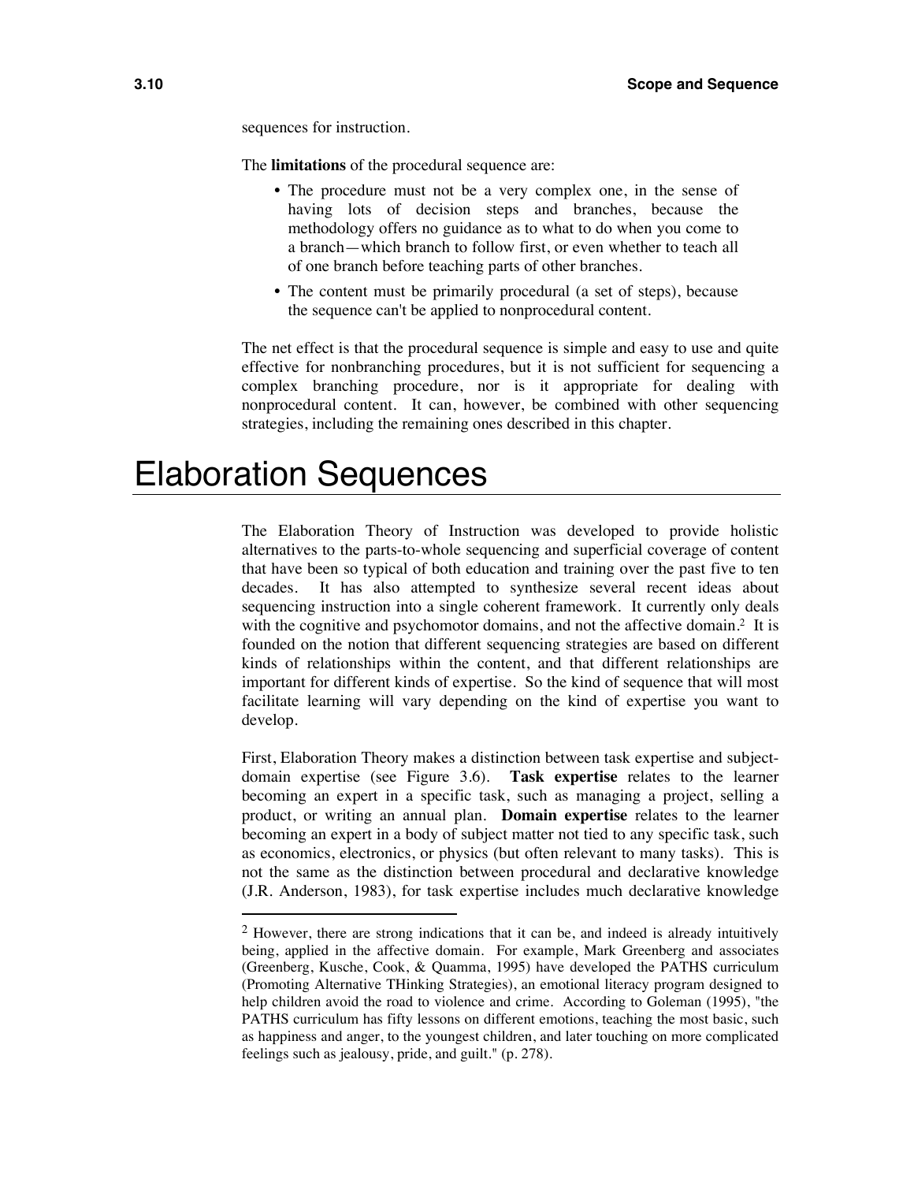sequences for instruction.

The **limitations** of the procedural sequence are:

- The procedure must not be a very complex one, in the sense of having lots of decision steps and branches, because the methodology offers no guidance as to what to do when you come to a branch—which branch to follow first, or even whether to teach all of one branch before teaching parts of other branches.
- The content must be primarily procedural (a set of steps), because the sequence can't be applied to nonprocedural content.

The net effect is that the procedural sequence is simple and easy to use and quite effective for nonbranching procedures, but it is not sufficient for sequencing a complex branching procedure, nor is it appropriate for dealing with nonprocedural content. It can, however, be combined with other sequencing strategies, including the remaining ones described in this chapter.

# Elaboration Sequences

The Elaboration Theory of Instruction was developed to provide holistic alternatives to the parts-to-whole sequencing and superficial coverage of content that have been so typical of both education and training over the past five to ten decades. It has also attempted to synthesize several recent ideas about sequencing instruction into a single coherent framework. It currently only deals with the cognitive and psychomotor domains, and not the affective domain.[2] It is founded on the notion that different sequencing strategies are based on different kinds of relationships within the content, and that different relationships are important for different kinds of expertise. So the kind of sequence that will most facilitate learning will vary depending on the kind of expertise you want to develop.

First, Elaboration Theory makes a distinction between task expertise and subject-domain expertise (see Figure 3.6). **Task expertise** relates to the learner becoming an expert in a specific task, such as managing a project, selling a product, or writing an annual plan. **Domain expertise** relates to the learner becoming an expert in a body of subject matter not tied to any specific task, such as economics, electronics, or physics (but often relevant to many tasks). This is not the same as the distinction between procedural and declarative knowledge (J.R. Anderson, 1983), for task expertise includes much declarative knowledge

[2] However, there are strong indications that it can be, and indeed is already intuitively being, applied in the affective domain. For example, Mark Greenberg and associates (Greenberg, Kusche, Cook, & Quamma, 1995) have developed the PATHS curriculum (Promoting Alternative THinking Strategies), an emotional literacy program designed to help children avoid the road to violence and crime. According to Goleman (1995), "the PATHS curriculum has fifty lessons on different emotions, teaching the most basic, such as happiness and anger, to the youngest children, and later touching on more complicated feelings such as jealousy, pride, and guilt." (p. 278).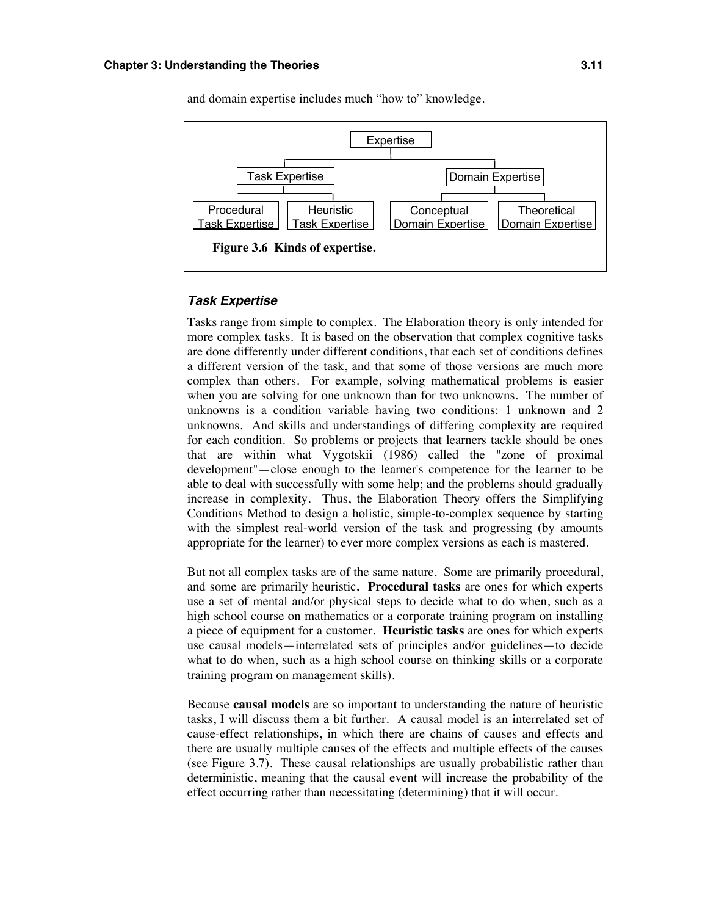and domain expertise includes much "how to" knowledge.

Expertise
- Task Expertise
  - Procedural Task Expertise
  - Heuristic Task Expertise
- Domain Expertise
  - Conceptual Domain Expertise
  - Theoretical Domain Expertise

**Figure 3.6 Kinds of expertise.**

### *Task Expertise*

Tasks range from simple to complex. The Elaboration theory is only intended for more complex tasks. It is based on the observation that complex cognitive tasks are done differently under different conditions, that each set of conditions defines a different version of the task, and that some of those versions are much more complex than others. For example, solving mathematical problems is easier when you are solving for one unknown than for two unknowns. The number of unknowns is a condition variable having two conditions: 1 unknown and 2 unknowns. And skills and understandings of differing complexity are required for each condition. So problems or projects that learners tackle should be ones that are within what Vygotskii (1986) called the "zone of proximal development"—close enough to the learner's competence for the learner to be able to deal with successfully with some help; and the problems should gradually increase in complexity. Thus, the Elaboration Theory offers the Simplifying Conditions Method to design a holistic, simple-to-complex sequence by starting with the simplest real-world version of the task and progressing (by amounts appropriate for the learner) to ever more complex versions as each is mastered.

But not all complex tasks are of the same nature. Some are primarily procedural, and some are primarily heuristic**.** **Procedural tasks** are ones for which experts use a set of mental and/or physical steps to decide what to do when, such as a high school course on mathematics or a corporate training program on installing a piece of equipment for a customer. **Heuristic tasks** are ones for which experts use causal models—interrelated sets of principles and/or guidelines—to decide what to do when, such as a high school course on thinking skills or a corporate training program on management skills).

Because **causal models** are so important to understanding the nature of heuristic tasks, I will discuss them a bit further. A causal model is an interrelated set of cause-effect relationships, in which there are chains of causes and effects and there are usually multiple causes of the effects and multiple effects of the causes (see Figure 3.7). These causal relationships are usually probabilistic rather than deterministic, meaning that the causal event will increase the probability of the effect occurring rather than necessitating (determining) that it will occur.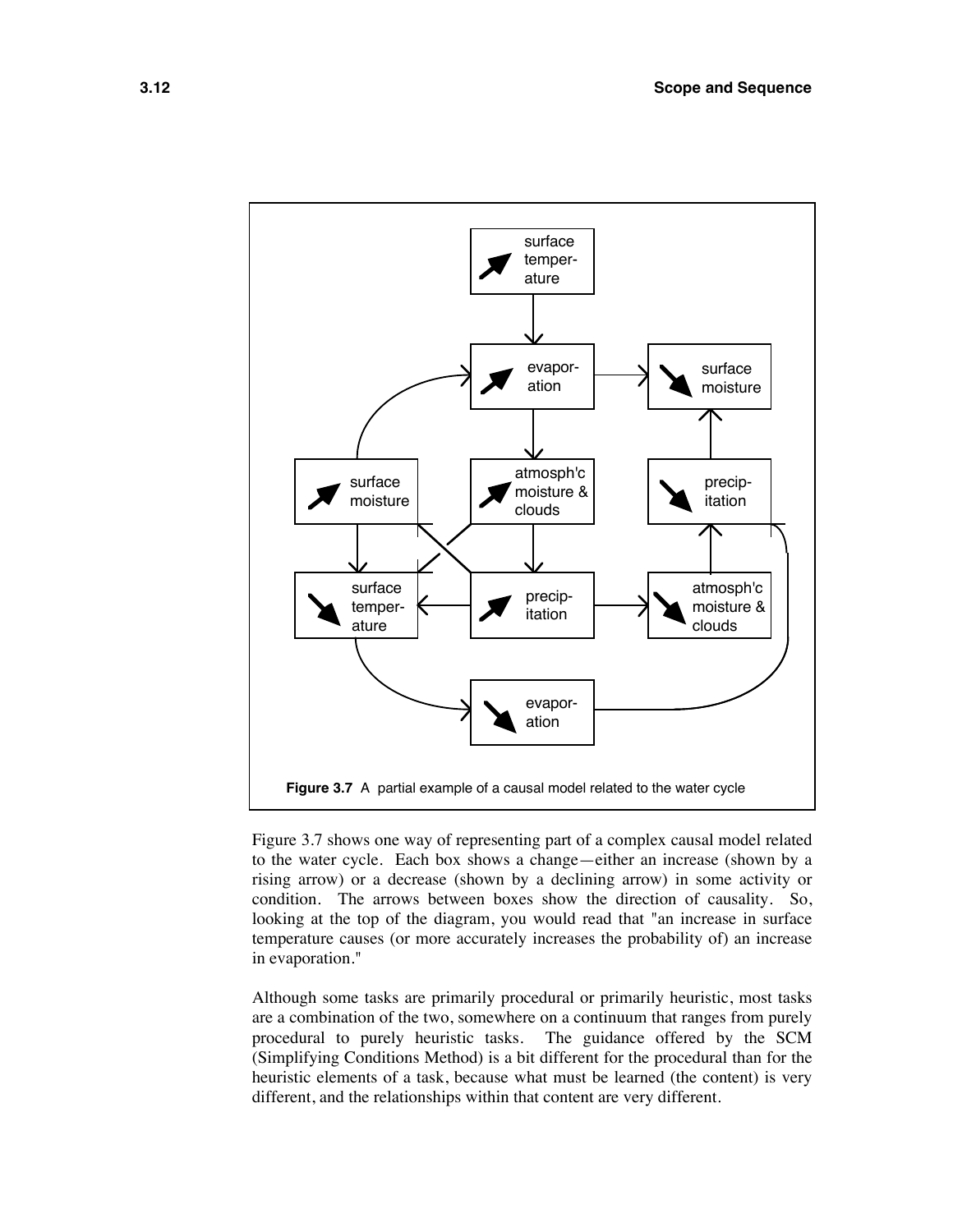**Figure 3.7** A partial example of a causal model related to the water cycle

Figure 3.7 shows one way of representing part of a complex causal model related to the water cycle. Each box shows a change—either an increase (shown by a rising arrow) or a decrease (shown by a declining arrow) in some activity or condition. The arrows between boxes show the direction of causality. So, looking at the top of the diagram, you would read that "an increase in surface temperature causes (or more accurately increases the probability of) an increase in evaporation."

Although some tasks are primarily procedural or primarily heuristic, most tasks are a combination of the two, somewhere on a continuum that ranges from purely procedural to purely heuristic tasks. The guidance offered by the SCM (Simplifying Conditions Method) is a bit different for the procedural than for the heuristic elements of a task, because what must be learned (the content) is very different, and the relationships within that content are very different.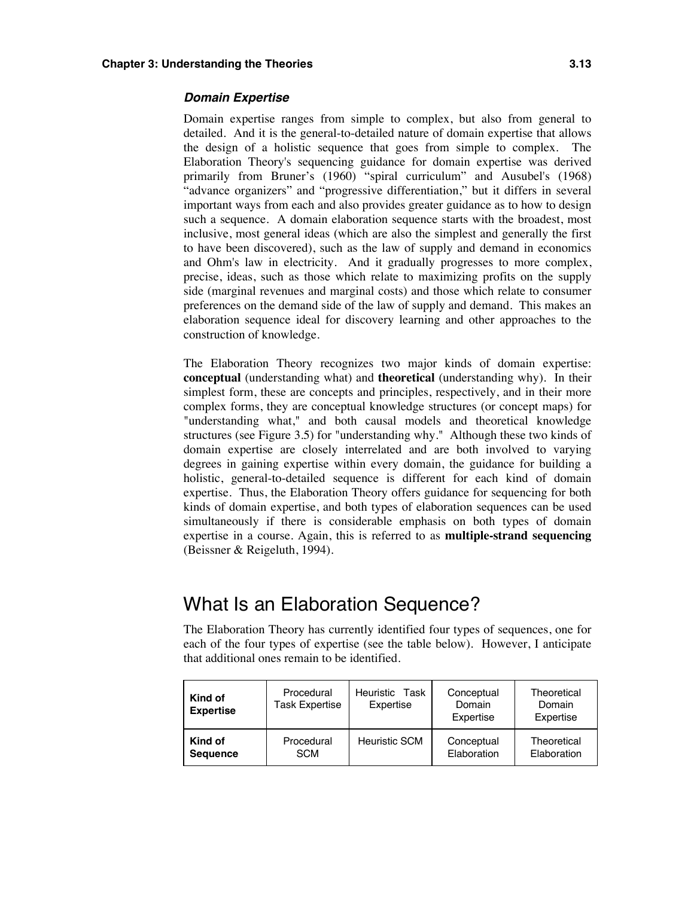### *Domain Expertise*

Domain expertise ranges from simple to complex, but also from general to detailed. And it is the general-to-detailed nature of domain expertise that allows the design of a holistic sequence that goes from simple to complex. The Elaboration Theory's sequencing guidance for domain expertise was derived primarily from Bruner's (1960) "spiral curriculum" and Ausubel's (1968) "advance organizers" and "progressive differentiation," but it differs in several important ways from each and also provides greater guidance as to how to design such a sequence. A domain elaboration sequence starts with the broadest, most inclusive, most general ideas (which are also the simplest and generally the first to have been discovered), such as the law of supply and demand in economics and Ohm's law in electricity. And it gradually progresses to more complex, precise, ideas, such as those which relate to maximizing profits on the supply side (marginal revenues and marginal costs) and those which relate to consumer preferences on the demand side of the law of supply and demand. This makes an elaboration sequence ideal for discovery learning and other approaches to the construction of knowledge.

The Elaboration Theory recognizes two major kinds of domain expertise: **conceptual** (understanding what) and **theoretical** (understanding why). In their simplest form, these are concepts and principles, respectively, and in their more complex forms, they are conceptual knowledge structures (or concept maps) for "understanding what," and both causal models and theoretical knowledge structures (see Figure 3.5) for "understanding why." Although these two kinds of domain expertise are closely interrelated and are both involved to varying degrees in gaining expertise within every domain, the guidance for building a holistic, general-to-detailed sequence is different for each kind of domain expertise. Thus, the Elaboration Theory offers guidance for sequencing for both kinds of domain expertise, and both types of elaboration sequences can be used simultaneously if there is considerable emphasis on both types of domain expertise in a course. Again, this is referred to as **multiple-strand sequencing** (Beissner & Reigeluth, 1994).

## What Is an Elaboration Sequence?

The Elaboration Theory has currently identified four types of sequences, one for each of the four types of expertise (see the table below). However, I anticipate that additional ones remain to be identified.

| **Kind of Expertise** | Procedural Task Expertise | Heuristic Task Expertise | Conceptual Domain Expertise | Theoretical Domain Expertise |
|---|---|---|---|---|
| **Kind of Sequence** | Procedural SCM | Heuristic SCM | Conceptual Elaboration | Theoretical Elaboration |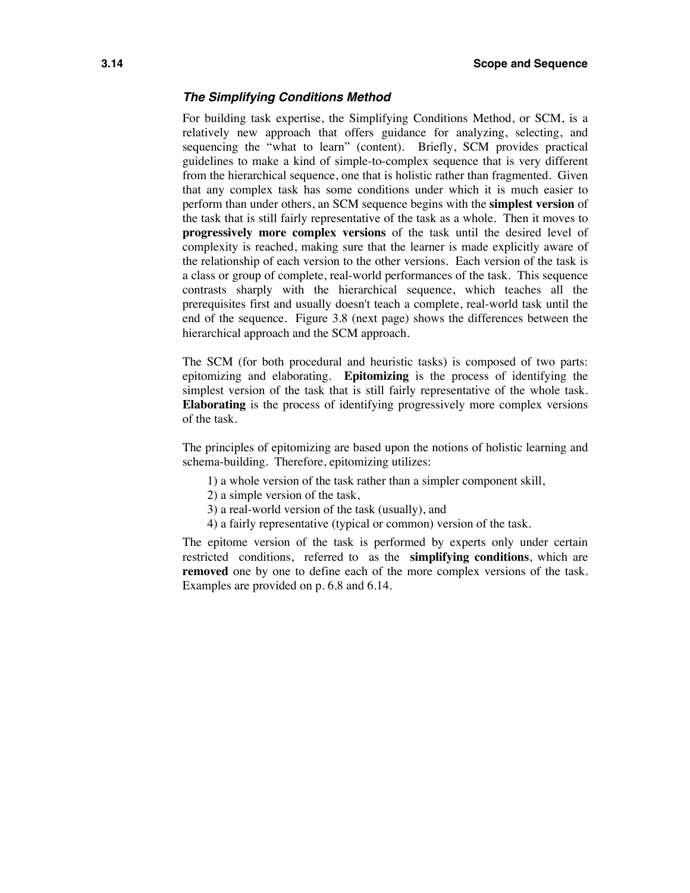### *The Simplifying Conditions Method*

For building task expertise, the Simplifying Conditions Method, or SCM, is a relatively new approach that offers guidance for analyzing, selecting, and sequencing the "what to learn" (content). Briefly, SCM provides practical guidelines to make a kind of simple-to-complex sequence that is very different from the hierarchical sequence, one that is holistic rather than fragmented. Given that any complex task has some conditions under which it is much easier to perform than under others, an SCM sequence begins with the **simplest version** of the task that is still fairly representative of the task as a whole. Then it moves to **progressively more complex versions** of the task until the desired level of complexity is reached, making sure that the learner is made explicitly aware of the relationship of each version to the other versions. Each version of the task is a class or group of complete, real-world performances of the task. This sequence contrasts sharply with the hierarchical sequence, which teaches all the prerequisites first and usually doesn't teach a complete, real-world task until the end of the sequence. Figure 3.8 (next page) shows the differences between the hierarchical approach and the SCM approach.

The SCM (for both procedural and heuristic tasks) is composed of two parts: epitomizing and elaborating. **Epitomizing** is the process of identifying the simplest version of the task that is still fairly representative of the whole task. **Elaborating** is the process of identifying progressively more complex versions of the task.

The principles of epitomizing are based upon the notions of holistic learning and schema-building. Therefore, epitomizing utilizes:

1) a whole version of the task rather than a simpler component skill,
2) a simple version of the task,
3) a real-world version of the task (usually), and
4) a fairly representative (typical or common) version of the task.

The epitome version of the task is performed by experts only under certain restricted conditions, referred to as the **simplifying conditions**, which are **removed** one by one to define each of the more complex versions of the task. Examples are provided on p. 6.8 and 6.14.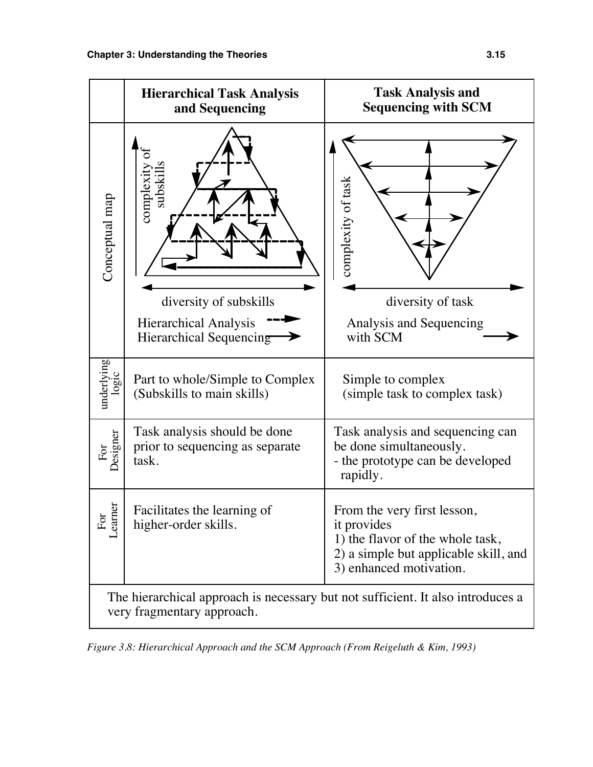| | Hierarchical Task Analysis and Sequencing | Task Analysis and Sequencing with SCM |
|---|---|---|
| Conceptual map | complexity of subskills; diversity of subskills; Hierarchical Analysis; Hierarchical Sequencing | complexity of task; diversity of task; Analysis and Sequencing with SCM |
| underlying logic | Part to whole/Simple to Complex (Subskills to main skills) | Simple to complex (simple task to complex task) |
| For Designer | Task analysis should be done prior to sequencing as separate task. | Task analysis and sequencing can be done simultaneously. - the prototype can be developed rapidly. |
| For Learner | Facilitates the learning of higher-order skills. | From the very first lesson, it provides 1) the flavor of the whole task, 2) a simple but applicable skill, and 3) enhanced motivation. |
| The hierarchical approach is necessary but not sufficient. It also introduces a very fragmentary approach. | | |

*Figure 3.8: Hierarchical Approach and the SCM Approach (From Reigeluth & Kim, 1993)*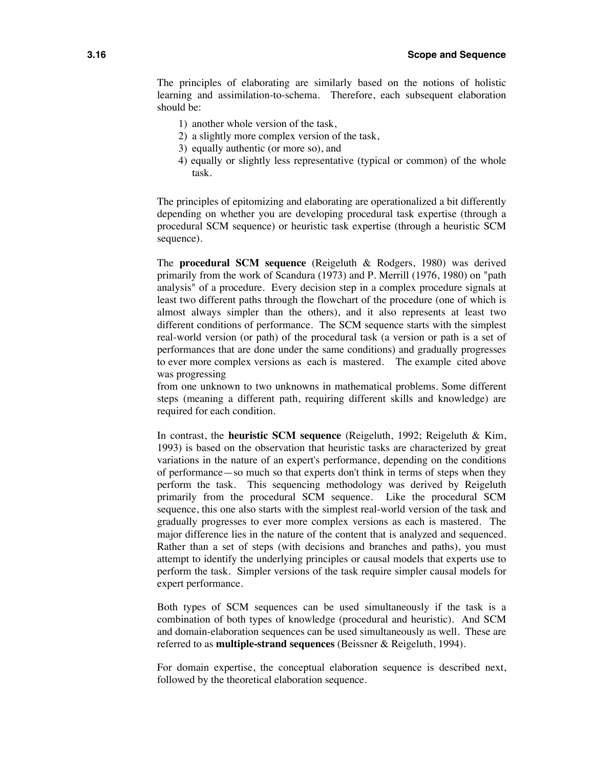The principles of elaborating are similarly based on the notions of holistic learning and assimilation-to-schema. Therefore, each subsequent elaboration should be:

1) another whole version of the task,
2) a slightly more complex version of the task,
3) equally authentic (or more so), and
4) equally or slightly less representative (typical or common) of the whole task.

The principles of epitomizing and elaborating are operationalized a bit differently depending on whether you are developing procedural task expertise (through a procedural SCM sequence) or heuristic task expertise (through a heuristic SCM sequence).

The **procedural SCM sequence** (Reigeluth & Rodgers, 1980) was derived primarily from the work of Scandura (1973) and P. Merrill (1976, 1980) on "path analysis" of a procedure. Every decision step in a complex procedure signals at least two different paths through the flowchart of the procedure (one of which is almost always simpler than the others), and it also represents at least two different conditions of performance. The SCM sequence starts with the simplest real-world version (or path) of the procedural task (a version or path is a set of performances that are done under the same conditions) and gradually progresses to ever more complex versions as each is mastered. The example cited above was progressing from one unknown to two unknowns in mathematical problems. Some different steps (meaning a different path, requiring different skills and knowledge) are required for each condition.

In contrast, the **heuristic SCM sequence** (Reigeluth, 1992; Reigeluth & Kim, 1993) is based on the observation that heuristic tasks are characterized by great variations in the nature of an expert's performance, depending on the conditions of performance—so much so that experts don't think in terms of steps when they perform the task. This sequencing methodology was derived by Reigeluth primarily from the procedural SCM sequence. Like the procedural SCM sequence, this one also starts with the simplest real-world version of the task and gradually progresses to ever more complex versions as each is mastered. The major difference lies in the nature of the content that is analyzed and sequenced. Rather than a set of steps (with decisions and branches and paths), you must attempt to identify the underlying principles or causal models that experts use to perform the task. Simpler versions of the task require simpler causal models for expert performance.

Both types of SCM sequences can be used simultaneously if the task is a combination of both types of knowledge (procedural and heuristic). And SCM and domain-elaboration sequences can be used simultaneously as well. These are referred to as **multiple-strand sequences** (Beissner & Reigeluth, 1994).

For domain expertise, the conceptual elaboration sequence is described next, followed by the theoretical elaboration sequence.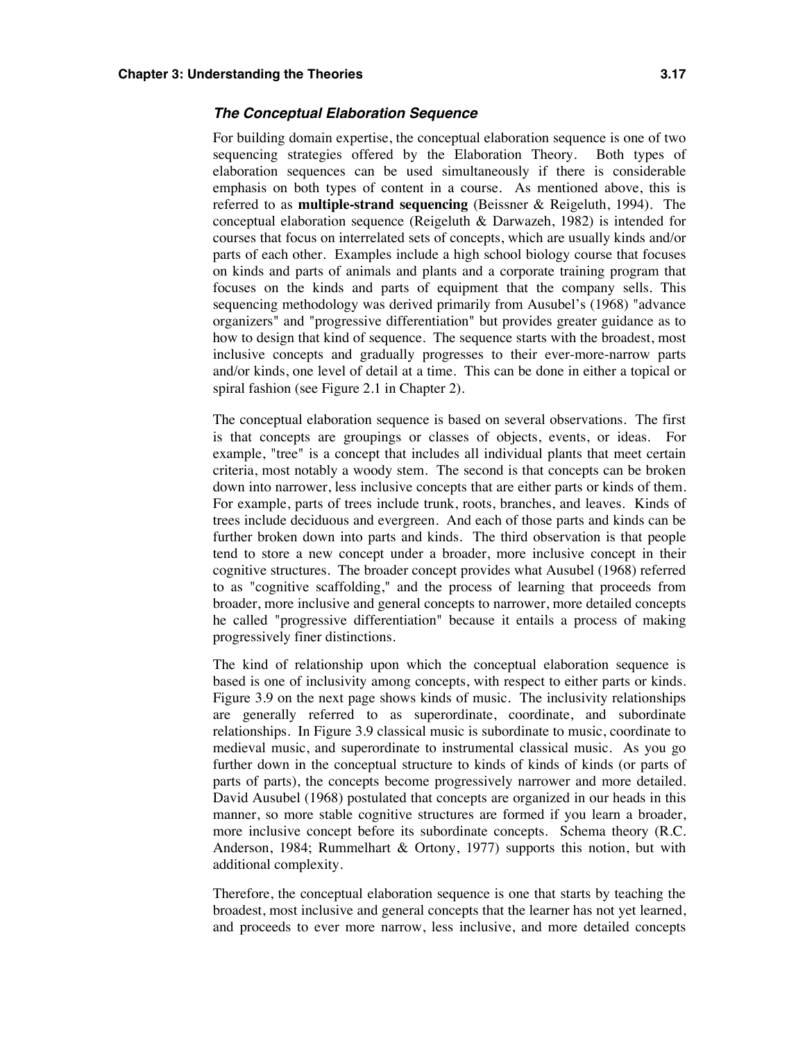### *The Conceptual Elaboration Sequence*

For building domain expertise, the conceptual elaboration sequence is one of two sequencing strategies offered by the Elaboration Theory. Both types of elaboration sequences can be used simultaneously if there is considerable emphasis on both types of content in a course. As mentioned above, this is referred to as **multiple-strand sequencing** (Beissner & Reigeluth, 1994). The conceptual elaboration sequence (Reigeluth & Darwazeh, 1982) is intended for courses that focus on interrelated sets of concepts, which are usually kinds and/or parts of each other. Examples include a high school biology course that focuses on kinds and parts of animals and plants and a corporate training program that focuses on the kinds and parts of equipment that the company sells. This sequencing methodology was derived primarily from Ausubel's (1968) "advance organizers" and "progressive differentiation" but provides greater guidance as to how to design that kind of sequence. The sequence starts with the broadest, most inclusive concepts and gradually progresses to their ever-more-narrow parts and/or kinds, one level of detail at a time. This can be done in either a topical or spiral fashion (see Figure 2.1 in Chapter 2).

The conceptual elaboration sequence is based on several observations. The first is that concepts are groupings or classes of objects, events, or ideas. For example, "tree" is a concept that includes all individual plants that meet certain criteria, most notably a woody stem. The second is that concepts can be broken down into narrower, less inclusive concepts that are either parts or kinds of them. For example, parts of trees include trunk, roots, branches, and leaves. Kinds of trees include deciduous and evergreen. And each of those parts and kinds can be further broken down into parts and kinds. The third observation is that people tend to store a new concept under a broader, more inclusive concept in their cognitive structures. The broader concept provides what Ausubel (1968) referred to as "cognitive scaffolding," and the process of learning that proceeds from broader, more inclusive and general concepts to narrower, more detailed concepts he called "progressive differentiation" because it entails a process of making progressively finer distinctions.

The kind of relationship upon which the conceptual elaboration sequence is based is one of inclusivity among concepts, with respect to either parts or kinds. Figure 3.9 on the next page shows kinds of music. The inclusivity relationships are generally referred to as superordinate, coordinate, and subordinate relationships. In Figure 3.9 classical music is subordinate to music, coordinate to medieval music, and superordinate to instrumental classical music. As you go further down in the conceptual structure to kinds of kinds of kinds (or parts of parts of parts), the concepts become progressively narrower and more detailed. David Ausubel (1968) postulated that concepts are organized in our heads in this manner, so more stable cognitive structures are formed if you learn a broader, more inclusive concept before its subordinate concepts. Schema theory (R.C. Anderson, 1984; Rummelhart & Ortony, 1977) supports this notion, but with additional complexity.

Therefore, the conceptual elaboration sequence is one that starts by teaching the broadest, most inclusive and general concepts that the learner has not yet learned, and proceeds to ever more narrow, less inclusive, and more detailed concepts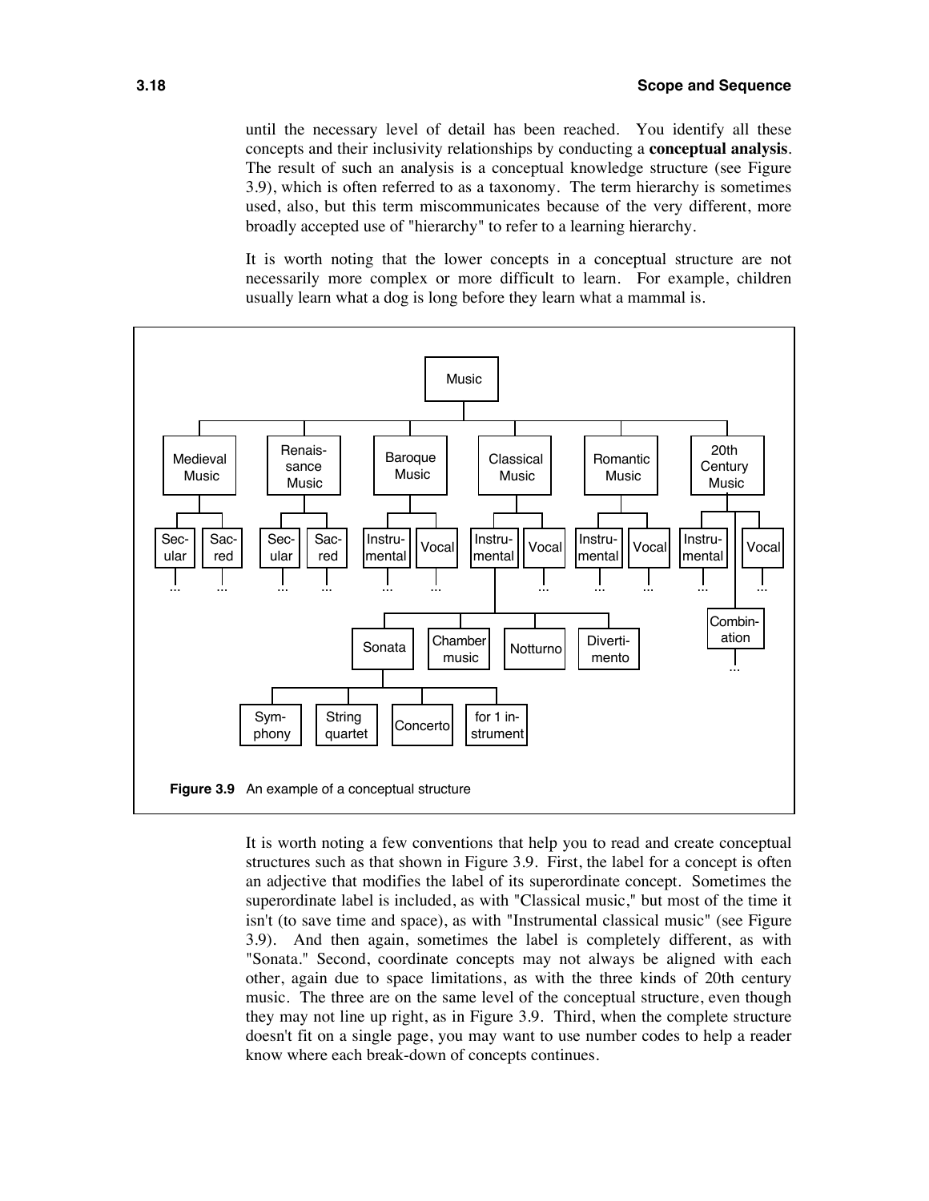until the necessary level of detail has been reached. You identify all these concepts and their inclusivity relationships by conducting a **conceptual analysis**. The result of such an analysis is a conceptual knowledge structure (see Figure 3.9), which is often referred to as a taxonomy. The term hierarchy is sometimes used, also, but this term miscommunicates because of the very different, more broadly accepted use of "hierarchy" to refer to a learning hierarchy.

It is worth noting that the lower concepts in a conceptual structure are not necessarily more complex or more difficult to learn. For example, children usually learn what a dog is long before they learn what a mammal is.

- Music
  - Medieval Music
    - Secular
      - ...
    - Sacred
      - ...
  - Renaissance Music
    - Secular
      - ...
    - Sacred
      - ...
  - Baroque Music
    - Instrumental
      - ...
    - Vocal
      - ...
  - Classical Music
    - Instrumental
      - Sonata
        - Symphony
        - String quartet
        - Concerto
        - for 1 instrument
      - Chamber music
      - Notturno
      - Divertimento
    - Vocal
      - ...
  - Romantic Music
    - Instrumental
      - ...
    - Vocal
      - ...
  - 20th Century Music
    - Instrumental
      - ...
    - Combination
      - ...
    - Vocal
      - ...

**Figure 3.9** An example of a conceptual structure

It is worth noting a few conventions that help you to read and create conceptual structures such as that shown in Figure 3.9. First, the label for a concept is often an adjective that modifies the label of its superordinate concept. Sometimes the superordinate label is included, as with "Classical music," but most of the time it isn't (to save time and space), as with "Instrumental classical music" (see Figure 3.9). And then again, sometimes the label is completely different, as with "Sonata." Second, coordinate concepts may not always be aligned with each other, again due to space limitations, as with the three kinds of 20th century music. The three are on the same level of the conceptual structure, even though they may not line up right, as in Figure 3.9. Third, when the complete structure doesn't fit on a single page, you may want to use number codes to help a reader know where each break-down of concepts continues.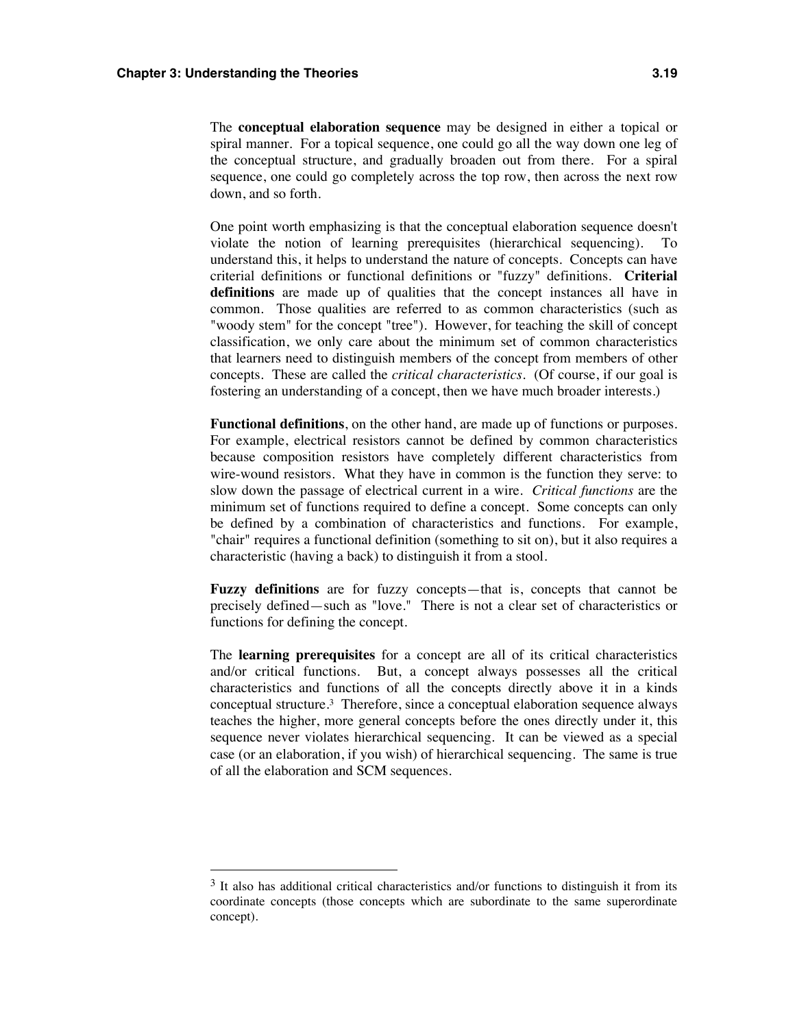The **conceptual elaboration sequence** may be designed in either a topical or spiral manner. For a topical sequence, one could go all the way down one leg of the conceptual structure, and gradually broaden out from there. For a spiral sequence, one could go completely across the top row, then across the next row down, and so forth.

One point worth emphasizing is that the conceptual elaboration sequence doesn't violate the notion of learning prerequisites (hierarchical sequencing). To understand this, it helps to understand the nature of concepts. Concepts can have criterial definitions or functional definitions or "fuzzy" definitions. **Criterial definitions** are made up of qualities that the concept instances all have in common. Those qualities are referred to as common characteristics (such as "woody stem" for the concept "tree"). However, for teaching the skill of concept classification, we only care about the minimum set of common characteristics that learners need to distinguish members of the concept from members of other concepts. These are called the *critical characteristics*. (Of course, if our goal is fostering an understanding of a concept, then we have much broader interests.)

**Functional definitions**, on the other hand, are made up of functions or purposes. For example, electrical resistors cannot be defined by common characteristics because composition resistors have completely different characteristics from wire-wound resistors. What they have in common is the function they serve: to slow down the passage of electrical current in a wire. *Critical functions* are the minimum set of functions required to define a concept. Some concepts can only be defined by a combination of characteristics and functions. For example, "chair" requires a functional definition (something to sit on), but it also requires a characteristic (having a back) to distinguish it from a stool.

**Fuzzy definitions** are for fuzzy concepts—that is, concepts that cannot be precisely defined—such as "love." There is not a clear set of characteristics or functions for defining the concept.

The **learning prerequisites** for a concept are all of its critical characteristics and/or critical functions. But, a concept always possesses all the critical characteristics and functions of all the concepts directly above it in a kinds conceptual structure.[3] Therefore, since a conceptual elaboration sequence always teaches the higher, more general concepts before the ones directly under it, this sequence never violates hierarchical sequencing. It can be viewed as a special case (or an elaboration, if you wish) of hierarchical sequencing. The same is true of all the elaboration and SCM sequences.

---

[3] It also has additional critical characteristics and/or functions to distinguish it from its coordinate concepts (those concepts which are subordinate to the same superordinate concept).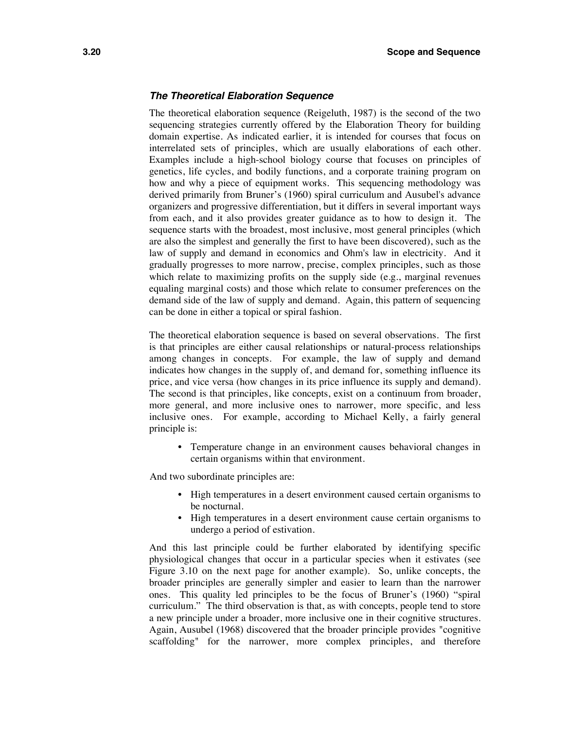### *The Theoretical Elaboration Sequence*

The theoretical elaboration sequence (Reigeluth, 1987) is the second of the two sequencing strategies currently offered by the Elaboration Theory for building domain expertise. As indicated earlier, it is intended for courses that focus on interrelated sets of principles, which are usually elaborations of each other. Examples include a high-school biology course that focuses on principles of genetics, life cycles, and bodily functions, and a corporate training program on how and why a piece of equipment works. This sequencing methodology was derived primarily from Bruner's (1960) spiral curriculum and Ausubel's advance organizers and progressive differentiation, but it differs in several important ways from each, and it also provides greater guidance as to how to design it. The sequence starts with the broadest, most inclusive, most general principles (which are also the simplest and generally the first to have been discovered), such as the law of supply and demand in economics and Ohm's law in electricity. And it gradually progresses to more narrow, precise, complex principles, such as those which relate to maximizing profits on the supply side (e.g., marginal revenues equaling marginal costs) and those which relate to consumer preferences on the demand side of the law of supply and demand. Again, this pattern of sequencing can be done in either a topical or spiral fashion.

The theoretical elaboration sequence is based on several observations. The first is that principles are either causal relationships or natural-process relationships among changes in concepts. For example, the law of supply and demand indicates how changes in the supply of, and demand for, something influence its price, and vice versa (how changes in its price influence its supply and demand). The second is that principles, like concepts, exist on a continuum from broader, more general, and more inclusive ones to narrower, more specific, and less inclusive ones. For example, according to Michael Kelly, a fairly general principle is:

- Temperature change in an environment causes behavioral changes in certain organisms within that environment.

And two subordinate principles are:

- High temperatures in a desert environment caused certain organisms to be nocturnal.
- High temperatures in a desert environment cause certain organisms to undergo a period of estivation.

And this last principle could be further elaborated by identifying specific physiological changes that occur in a particular species when it estivates (see Figure 3.10 on the next page for another example). So, unlike concepts, the broader principles are generally simpler and easier to learn than the narrower ones. This quality led principles to be the focus of Bruner's (1960) "spiral curriculum." The third observation is that, as with concepts, people tend to store a new principle under a broader, more inclusive one in their cognitive structures. Again, Ausubel (1968) discovered that the broader principle provides "cognitive scaffolding" for the narrower, more complex principles, and therefore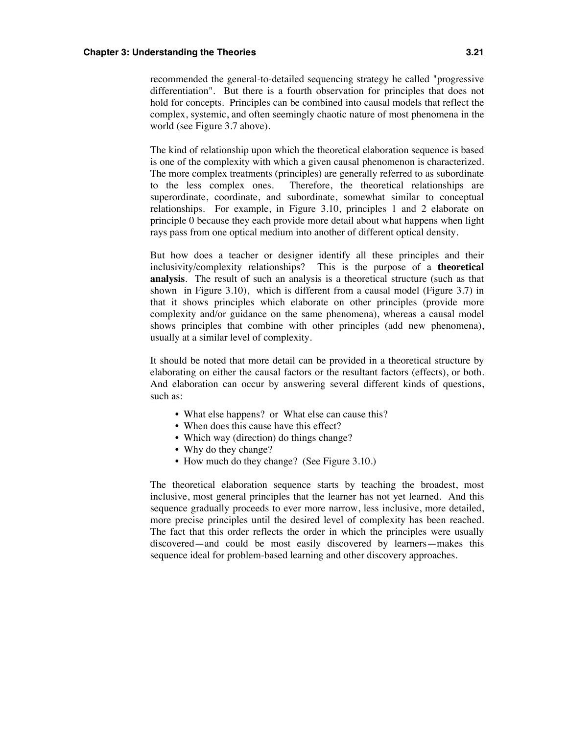recommended the general-to-detailed sequencing strategy he called "progressive differentiation". But there is a fourth observation for principles that does not hold for concepts. Principles can be combined into causal models that reflect the complex, systemic, and often seemingly chaotic nature of most phenomena in the world (see Figure 3.7 above).

The kind of relationship upon which the theoretical elaboration sequence is based is one of the complexity with which a given causal phenomenon is characterized. The more complex treatments (principles) are generally referred to as subordinate to the less complex ones. Therefore, the theoretical relationships are superordinate, coordinate, and subordinate, somewhat similar to conceptual relationships. For example, in Figure 3.10, principles 1 and 2 elaborate on principle 0 because they each provide more detail about what happens when light rays pass from one optical medium into another of different optical density.

But how does a teacher or designer identify all these principles and their inclusivity/complexity relationships? This is the purpose of a **theoretical analysis**. The result of such an analysis is a theoretical structure (such as that shown in Figure 3.10), which is different from a causal model (Figure 3.7) in that it shows principles which elaborate on other principles (provide more complexity and/or guidance on the same phenomena), whereas a causal model shows principles that combine with other principles (add new phenomena), usually at a similar level of complexity.

It should be noted that more detail can be provided in a theoretical structure by elaborating on either the causal factors or the resultant factors (effects), or both. And elaboration can occur by answering several different kinds of questions, such as:

- What else happens? or What else can cause this?
- When does this cause have this effect?
- Which way (direction) do things change?
- Why do they change?
- How much do they change? (See Figure 3.10.)

The theoretical elaboration sequence starts by teaching the broadest, most inclusive, most general principles that the learner has not yet learned. And this sequence gradually proceeds to ever more narrow, less inclusive, more detailed, more precise principles until the desired level of complexity has been reached. The fact that this order reflects the order in which the principles were usually discovered—and could be most easily discovered by learners—makes this sequence ideal for problem-based learning and other discovery approaches.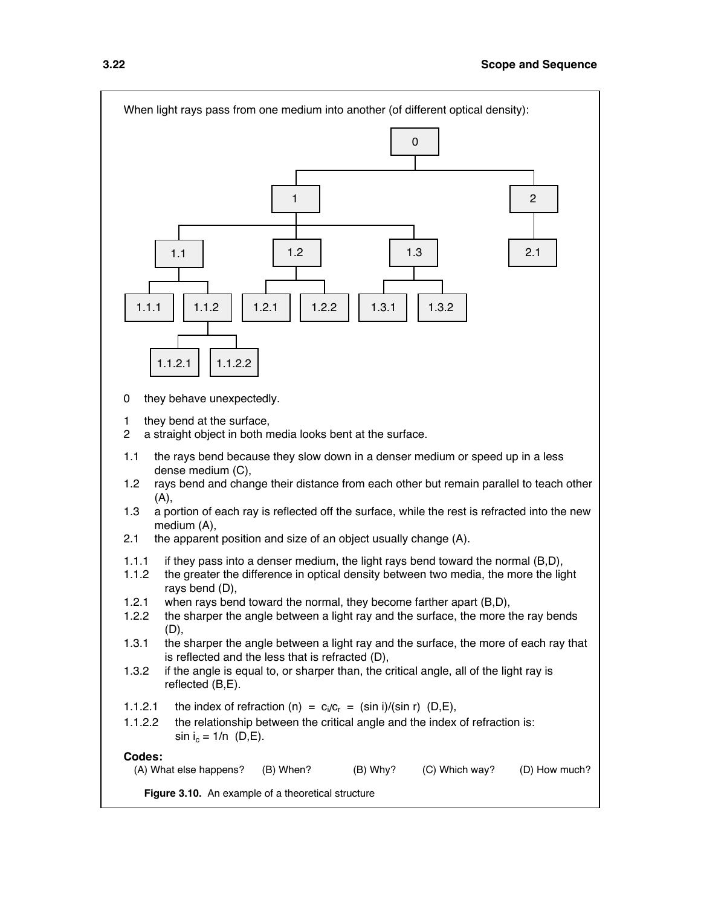When light rays pass from one medium into another (of different optical density):

```
                                        0
                    ┌───────────────────┴───────────────────┐
                    1                                       2
      ┌─────────────┼─────────────┐                         │
     1.1           1.2           1.3                       2.1
   ┌──┴──┐       ┌──┴──┐       ┌──┴──┐
 1.1.1  1.1.2  1.2.1  1.2.2  1.3.1  1.3.2
        ┌──┴──┐
   1.1.2.1  1.1.2.2
```

0 they behave unexpectedly.

1 they bend at the surface,
2 a straight object in both media looks bent at the surface.

1.1 the rays bend because they slow down in a denser medium or speed up in a less dense medium (C),
1.2 rays bend and change their distance from each other but remain parallel to teach other (A),
1.3 a portion of each ray is reflected off the surface, while the rest is refracted into the new medium (A),
2.1 the apparent position and size of an object usually change (A).

1.1.1 if they pass into a denser medium, the light rays bend toward the normal (B,D),
1.1.2 the greater the difference in optical density between two media, the more the light rays bend (D),
1.2.1 when rays bend toward the normal, they become farther apart (B,D),
1.2.2 the sharper the angle between a light ray and the surface, the more the ray bends (D),
1.3.1 the sharper the angle between a light ray and the surface, the more of each ray that is reflected and the less that is refracted (D),
1.3.2 if the angle is equal to, or sharper than, the critical angle, all of the light ray is reflected (B,E).

1.1.2.1 the index of refraction $(n) = c_i/c_r = (\sin i)/(\sin r)$ (D,E),
1.1.2.2 the relationship between the critical angle and the index of refraction is: $\sin i_c = 1/n$ (D,E).

**Codes:**
(A) What else happens? (B) When? (B) Why? (C) Which way? (D) How much?

**Figure 3.10.** An example of a theoretical structure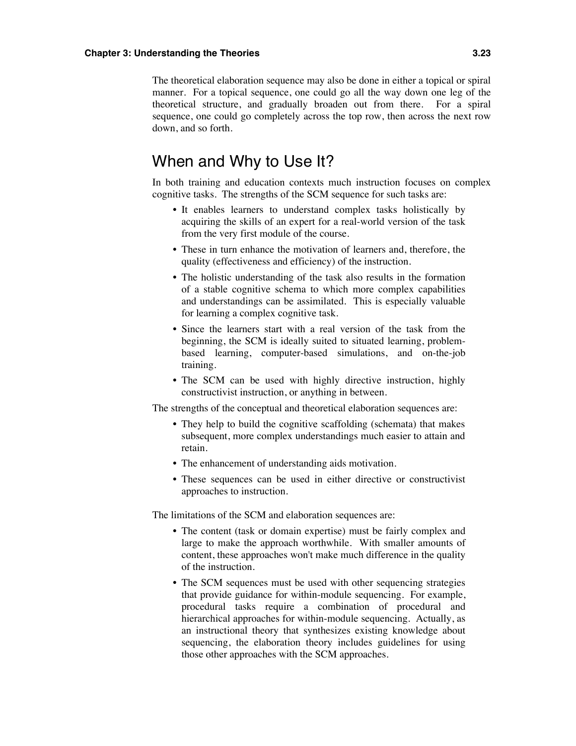The theoretical elaboration sequence may also be done in either a topical or spiral manner. For a topical sequence, one could go all the way down one leg of the theoretical structure, and gradually broaden out from there. For a spiral sequence, one could go completely across the top row, then across the next row down, and so forth.

## When and Why to Use It?

In both training and education contexts much instruction focuses on complex cognitive tasks. The strengths of the SCM sequence for such tasks are:

- It enables learners to understand complex tasks holistically by acquiring the skills of an expert for a real-world version of the task from the very first module of the course.
- These in turn enhance the motivation of learners and, therefore, the quality (effectiveness and efficiency) of the instruction.
- The holistic understanding of the task also results in the formation of a stable cognitive schema to which more complex capabilities and understandings can be assimilated. This is especially valuable for learning a complex cognitive task.
- Since the learners start with a real version of the task from the beginning, the SCM is ideally suited to situated learning, problem-based learning, computer-based simulations, and on-the-job training.
- The SCM can be used with highly directive instruction, highly constructivist instruction, or anything in between.

The strengths of the conceptual and theoretical elaboration sequences are:

- They help to build the cognitive scaffolding (schemata) that makes subsequent, more complex understandings much easier to attain and retain.
- The enhancement of understanding aids motivation.
- These sequences can be used in either directive or constructivist approaches to instruction.

The limitations of the SCM and elaboration sequences are:

- The content (task or domain expertise) must be fairly complex and large to make the approach worthwhile. With smaller amounts of content, these approaches won't make much difference in the quality of the instruction.
- The SCM sequences must be used with other sequencing strategies that provide guidance for within-module sequencing. For example, procedural tasks require a combination of procedural and hierarchical approaches for within-module sequencing. Actually, as an instructional theory that synthesizes existing knowledge about sequencing, the elaboration theory includes guidelines for using those other approaches with the SCM approaches.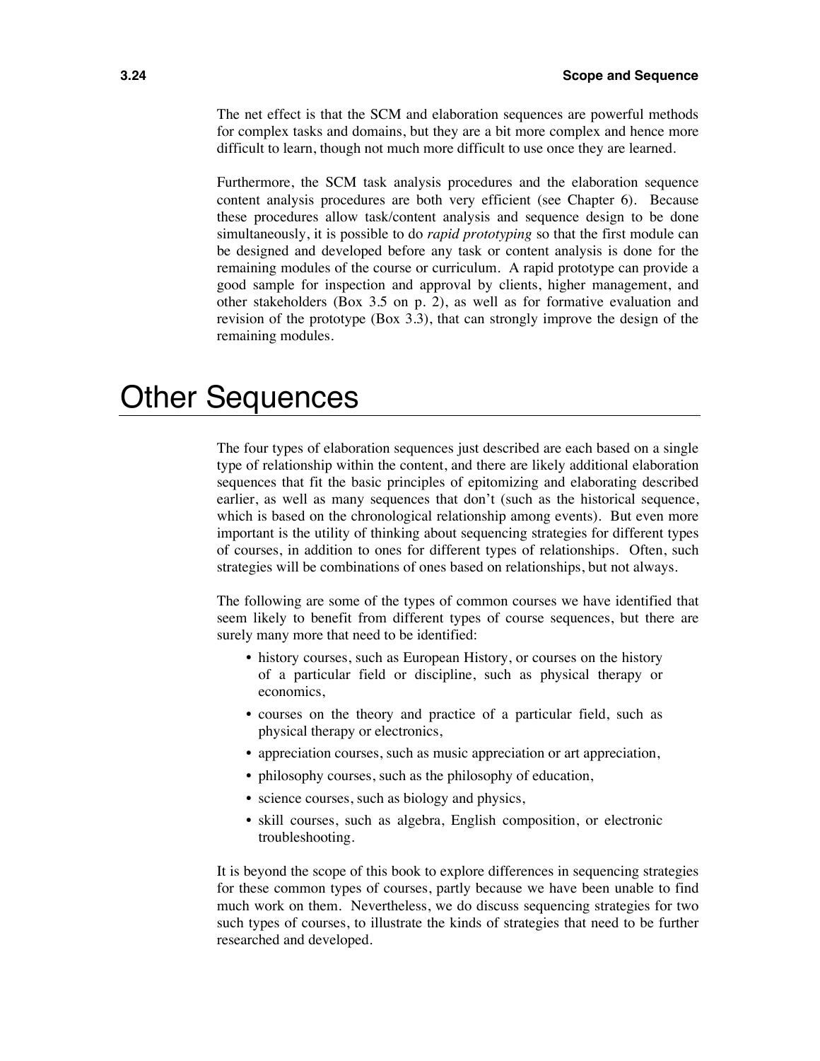The net effect is that the SCM and elaboration sequences are powerful methods for complex tasks and domains, but they are a bit more complex and hence more difficult to learn, though not much more difficult to use once they are learned.

Furthermore, the SCM task analysis procedures and the elaboration sequence content analysis procedures are both very efficient (see Chapter 6). Because these procedures allow task/content analysis and sequence design to be done simultaneously, it is possible to do *rapid prototyping* so that the first module can be designed and developed before any task or content analysis is done for the remaining modules of the course or curriculum. A rapid prototype can provide a good sample for inspection and approval by clients, higher management, and other stakeholders (Box 3.5 on p. 2), as well as for formative evaluation and revision of the prototype (Box 3.3), that can strongly improve the design of the remaining modules.

# Other Sequences

The four types of elaboration sequences just described are each based on a single type of relationship within the content, and there are likely additional elaboration sequences that fit the basic principles of epitomizing and elaborating described earlier, as well as many sequences that don't (such as the historical sequence, which is based on the chronological relationship among events). But even more important is the utility of thinking about sequencing strategies for different types of courses, in addition to ones for different types of relationships. Often, such strategies will be combinations of ones based on relationships, but not always.

The following are some of the types of common courses we have identified that seem likely to benefit from different types of course sequences, but there are surely many more that need to be identified:

- history courses, such as European History, or courses on the history of a particular field or discipline, such as physical therapy or economics,
- courses on the theory and practice of a particular field, such as physical therapy or electronics,
- appreciation courses, such as music appreciation or art appreciation,
- philosophy courses, such as the philosophy of education,
- science courses, such as biology and physics,
- skill courses, such as algebra, English composition, or electronic troubleshooting.

It is beyond the scope of this book to explore differences in sequencing strategies for these common types of courses, partly because we have been unable to find much work on them. Nevertheless, we do discuss sequencing strategies for two such types of courses, to illustrate the kinds of strategies that need to be further researched and developed.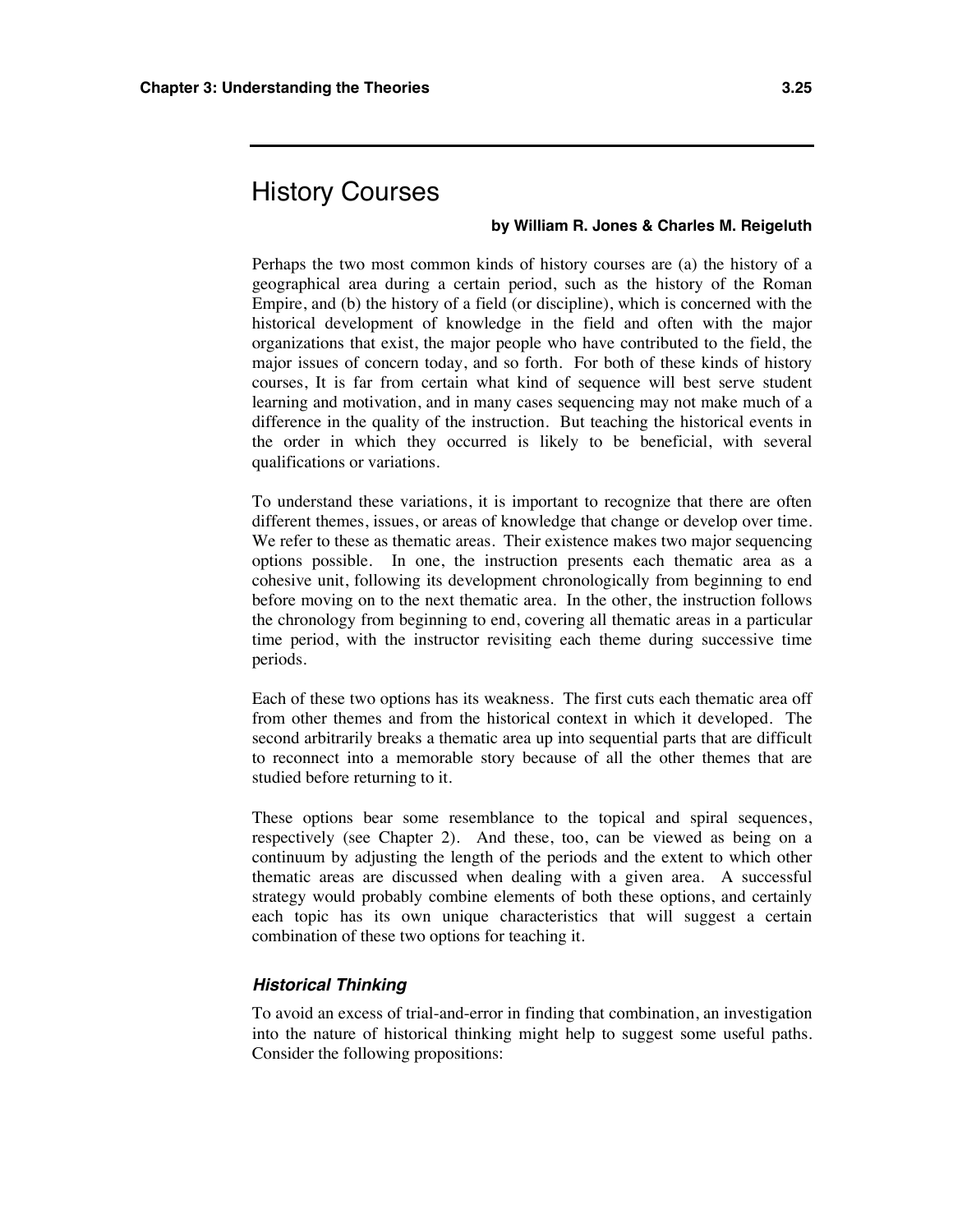# History Courses

**by William R. Jones & Charles M. Reigeluth**

Perhaps the two most common kinds of history courses are (a) the history of a geographical area during a certain period, such as the history of the Roman Empire, and (b) the history of a field (or discipline), which is concerned with the historical development of knowledge in the field and often with the major organizations that exist, the major people who have contributed to the field, the major issues of concern today, and so forth. For both of these kinds of history courses, It is far from certain what kind of sequence will best serve student learning and motivation, and in many cases sequencing may not make much of a difference in the quality of the instruction. But teaching the historical events in the order in which they occurred is likely to be beneficial, with several qualifications or variations.

To understand these variations, it is important to recognize that there are often different themes, issues, or areas of knowledge that change or develop over time. We refer to these as thematic areas. Their existence makes two major sequencing options possible. In one, the instruction presents each thematic area as a cohesive unit, following its development chronologically from beginning to end before moving on to the next thematic area. In the other, the instruction follows the chronology from beginning to end, covering all thematic areas in a particular time period, with the instructor revisiting each theme during successive time periods.

Each of these two options has its weakness. The first cuts each thematic area off from other themes and from the historical context in which it developed. The second arbitrarily breaks a thematic area up into sequential parts that are difficult to reconnect into a memorable story because of all the other themes that are studied before returning to it.

These options bear some resemblance to the topical and spiral sequences, respectively (see Chapter 2). And these, too, can be viewed as being on a continuum by adjusting the length of the periods and the extent to which other thematic areas are discussed when dealing with a given area. A successful strategy would probably combine elements of both these options, and certainly each topic has its own unique characteristics that will suggest a certain combination of these two options for teaching it.

### *Historical Thinking*

To avoid an excess of trial-and-error in finding that combination, an investigation into the nature of historical thinking might help to suggest some useful paths. Consider the following propositions: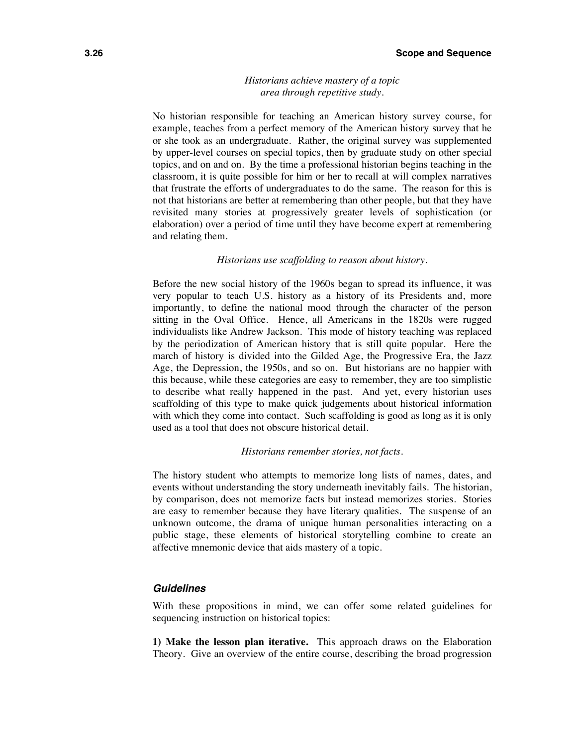*Historians achieve mastery of a topic area through repetitive study.*

No historian responsible for teaching an American history survey course, for example, teaches from a perfect memory of the American history survey that he or she took as an undergraduate. Rather, the original survey was supplemented by upper-level courses on special topics, then by graduate study on other special topics, and on and on. By the time a professional historian begins teaching in the classroom, it is quite possible for him or her to recall at will complex narratives that frustrate the efforts of undergraduates to do the same. The reason for this is not that historians are better at remembering than other people, but that they have revisited many stories at progressively greater levels of sophistication (or elaboration) over a period of time until they have become expert at remembering and relating them.

*Historians use scaffolding to reason about history.*

Before the new social history of the 1960s began to spread its influence, it was very popular to teach U.S. history as a history of its Presidents and, more importantly, to define the national mood through the character of the person sitting in the Oval Office. Hence, all Americans in the 1820s were rugged individualists like Andrew Jackson. This mode of history teaching was replaced by the periodization of American history that is still quite popular. Here the march of history is divided into the Gilded Age, the Progressive Era, the Jazz Age, the Depression, the 1950s, and so on. But historians are no happier with this because, while these categories are easy to remember, they are too simplistic to describe what really happened in the past. And yet, every historian uses scaffolding of this type to make quick judgements about historical information with which they come into contact. Such scaffolding is good as long as it is only used as a tool that does not obscure historical detail.

*Historians remember stories, not facts.*

The history student who attempts to memorize long lists of names, dates, and events without understanding the story underneath inevitably fails. The historian, by comparison, does not memorize facts but instead memorizes stories. Stories are easy to remember because they have literary qualities. The suspense of an unknown outcome, the drama of unique human personalities interacting on a public stage, these elements of historical storytelling combine to create an affective mnemonic device that aids mastery of a topic.

### *Guidelines*

With these propositions in mind, we can offer some related guidelines for sequencing instruction on historical topics:

**1) Make the lesson plan iterative.** This approach draws on the Elaboration Theory. Give an overview of the entire course, describing the broad progression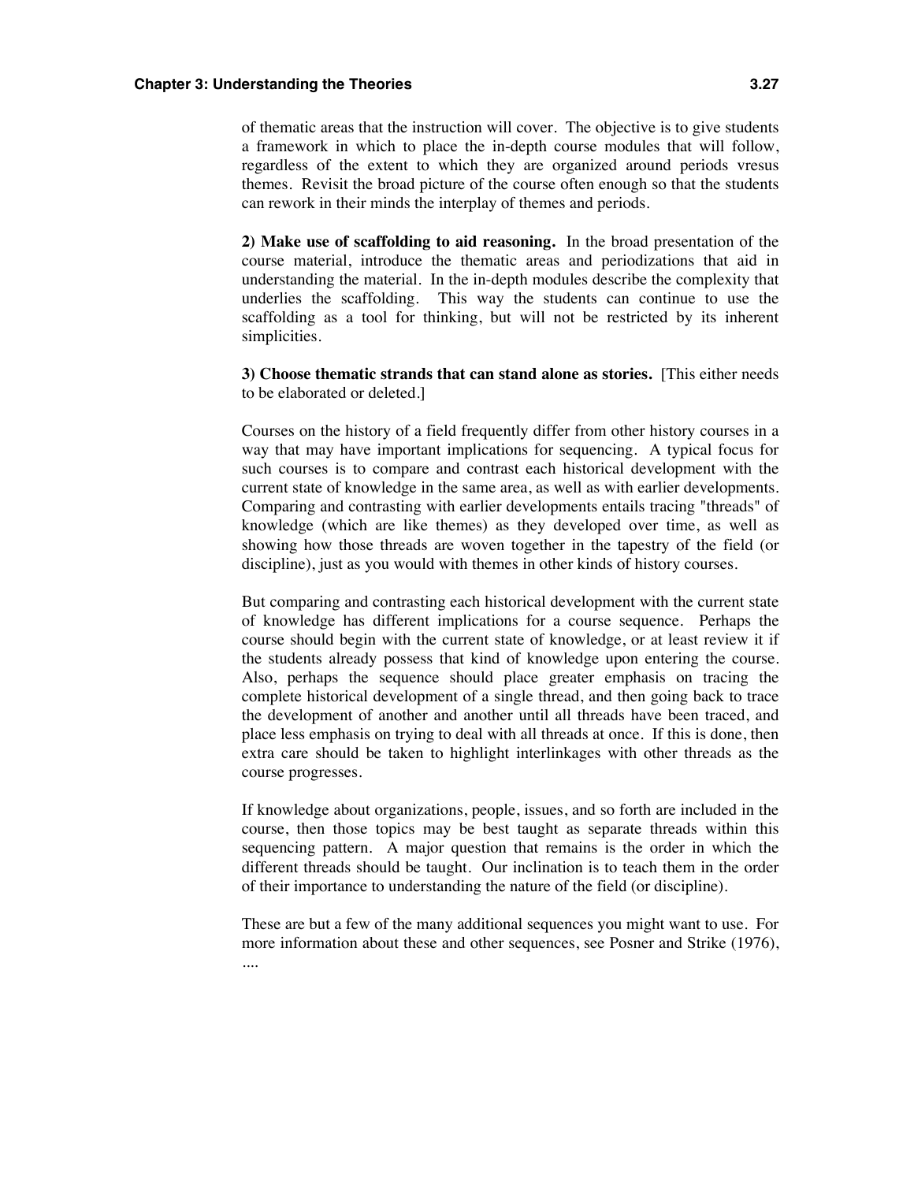of thematic areas that the instruction will cover. The objective is to give students a framework in which to place the in-depth course modules that will follow, regardless of the extent to which they are organized around periods vresus themes. Revisit the broad picture of the course often enough so that the students can rework in their minds the interplay of themes and periods.

**2) Make use of scaffolding to aid reasoning.** In the broad presentation of the course material, introduce the thematic areas and periodizations that aid in understanding the material. In the in-depth modules describe the complexity that underlies the scaffolding. This way the students can continue to use the scaffolding as a tool for thinking, but will not be restricted by its inherent simplicities.

**3) Choose thematic strands that can stand alone as stories.** [This either needs to be elaborated or deleted.]

Courses on the history of a field frequently differ from other history courses in a way that may have important implications for sequencing. A typical focus for such courses is to compare and contrast each historical development with the current state of knowledge in the same area, as well as with earlier developments. Comparing and contrasting with earlier developments entails tracing "threads" of knowledge (which are like themes) as they developed over time, as well as showing how those threads are woven together in the tapestry of the field (or discipline), just as you would with themes in other kinds of history courses.

But comparing and contrasting each historical development with the current state of knowledge has different implications for a course sequence. Perhaps the course should begin with the current state of knowledge, or at least review it if the students already possess that kind of knowledge upon entering the course. Also, perhaps the sequence should place greater emphasis on tracing the complete historical development of a single thread, and then going back to trace the development of another and another until all threads have been traced, and place less emphasis on trying to deal with all threads at once. If this is done, then extra care should be taken to highlight interlinkages with other threads as the course progresses.

If knowledge about organizations, people, issues, and so forth are included in the course, then those topics may be best taught as separate threads within this sequencing pattern. A major question that remains is the order in which the different threads should be taught. Our inclination is to teach them in the order of their importance to understanding the nature of the field (or discipline).

These are but a few of the many additional sequences you might want to use. For more information about these and other sequences, see Posner and Strike (1976), ....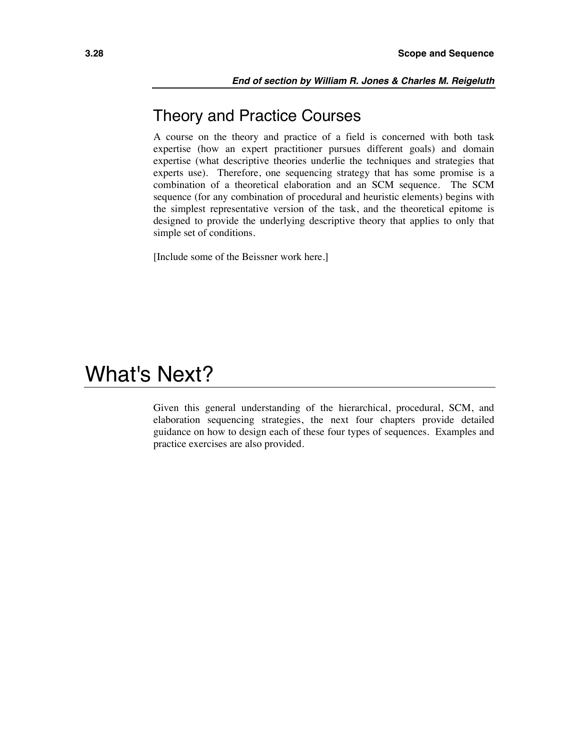***End of section by William R. Jones & Charles M. Reigeluth***

## Theory and Practice Courses

A course on the theory and practice of a field is concerned with both task expertise (how an expert practitioner pursues different goals) and domain expertise (what descriptive theories underlie the techniques and strategies that experts use). Therefore, one sequencing strategy that has some promise is a combination of a theoretical elaboration and an SCM sequence. The SCM sequence (for any combination of procedural and heuristic elements) begins with the simplest representative version of the task, and the theoretical epitome is designed to provide the underlying descriptive theory that applies to only that simple set of conditions.

[Include some of the Beissner work here.]

# What's Next?

Given this general understanding of the hierarchical, procedural, SCM, and elaboration sequencing strategies, the next four chapters provide detailed guidance on how to design each of these four types of sequences. Examples and practice exercises are also provided.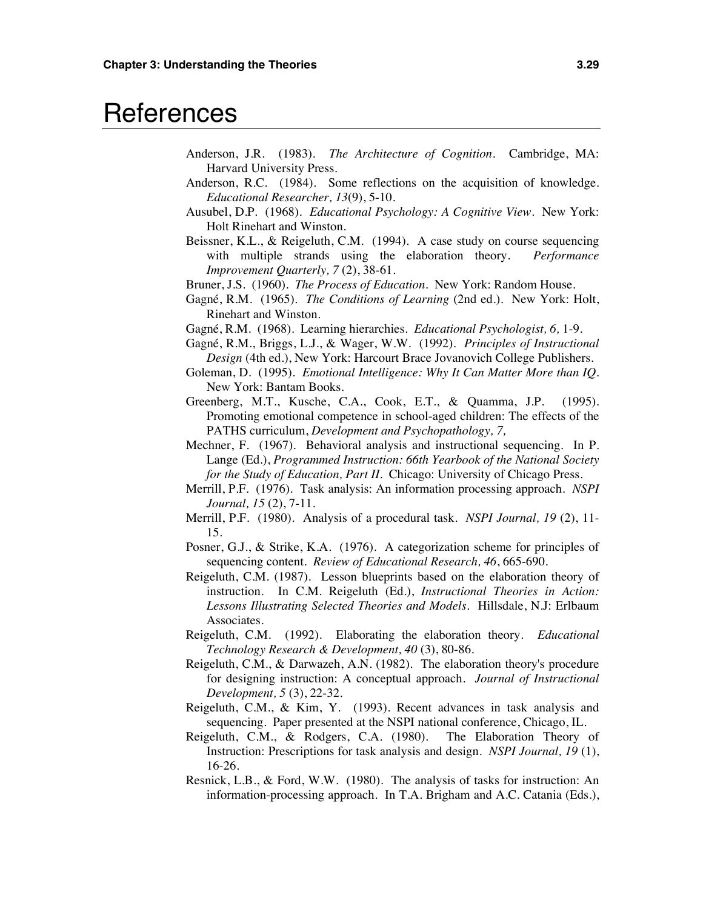# References

Anderson, J.R. (1983). *The Architecture of Cognition*. Cambridge, MA: Harvard University Press.

Anderson, R.C. (1984). Some reflections on the acquisition of knowledge. *Educational Researcher, 13*(9), 5-10.

Ausubel, D.P. (1968). *Educational Psychology: A Cognitive View*. New York: Holt Rinehart and Winston.

Beissner, K.L., & Reigeluth, C.M. (1994). A case study on course sequencing with multiple strands using the elaboration theory. *Performance Improvement Quarterly, 7* (2), 38-61.

Bruner, J.S. (1960). *The Process of Education*. New York: Random House.

Gagné, R.M. (1965). *The Conditions of Learning* (2nd ed.). New York: Holt, Rinehart and Winston.

Gagné, R.M. (1968). Learning hierarchies. *Educational Psychologist, 6,* 1-9.

Gagné, R.M., Briggs, L.J., & Wager, W.W. (1992). *Principles of Instructional Design* (4th ed.), New York: Harcourt Brace Jovanovich College Publishers.

Goleman, D. (1995). *Emotional Intelligence: Why It Can Matter More than IQ*. New York: Bantam Books.

Greenberg, M.T., Kusche, C.A., Cook, E.T., & Quamma, J.P. (1995). Promoting emotional competence in school-aged children: The effects of the PATHS curriculum, *Development and Psychopathology, 7,*

Mechner, F. (1967). Behavioral analysis and instructional sequencing. In P. Lange (Ed.), *Programmed Instruction: 66th Yearbook of the National Society for the Study of Education, Part II*. Chicago: University of Chicago Press.

Merrill, P.F. (1976). Task analysis: An information processing approach. *NSPI Journal, 15* (2), 7-11.

Merrill, P.F. (1980). Analysis of a procedural task. *NSPI Journal, 19* (2), 11-15.

Posner, G.J., & Strike, K.A. (1976). A categorization scheme for principles of sequencing content. *Review of Educational Research, 46*, 665-690.

Reigeluth, C.M. (1987). Lesson blueprints based on the elaboration theory of instruction. In C.M. Reigeluth (Ed.), *Instructional Theories in Action: Lessons Illustrating Selected Theories and Models*. Hillsdale, N.J: Erlbaum Associates.

Reigeluth, C.M. (1992). Elaborating the elaboration theory. *Educational Technology Research & Development, 40* (3), 80-86.

Reigeluth, C.M., & Darwazeh, A.N. (1982). The elaboration theory's procedure for designing instruction: A conceptual approach. *Journal of Instructional Development, 5* (3), 22-32.

Reigeluth, C.M., & Kim, Y. (1993). Recent advances in task analysis and sequencing. Paper presented at the NSPI national conference, Chicago, IL.

Reigeluth, C.M., & Rodgers, C.A. (1980). The Elaboration Theory of Instruction: Prescriptions for task analysis and design. *NSPI Journal, 19* (1), 16-26.

Resnick, L.B., & Ford, W.W. (1980). The analysis of tasks for instruction: An information-processing approach. In T.A. Brigham and A.C. Catania (Eds.),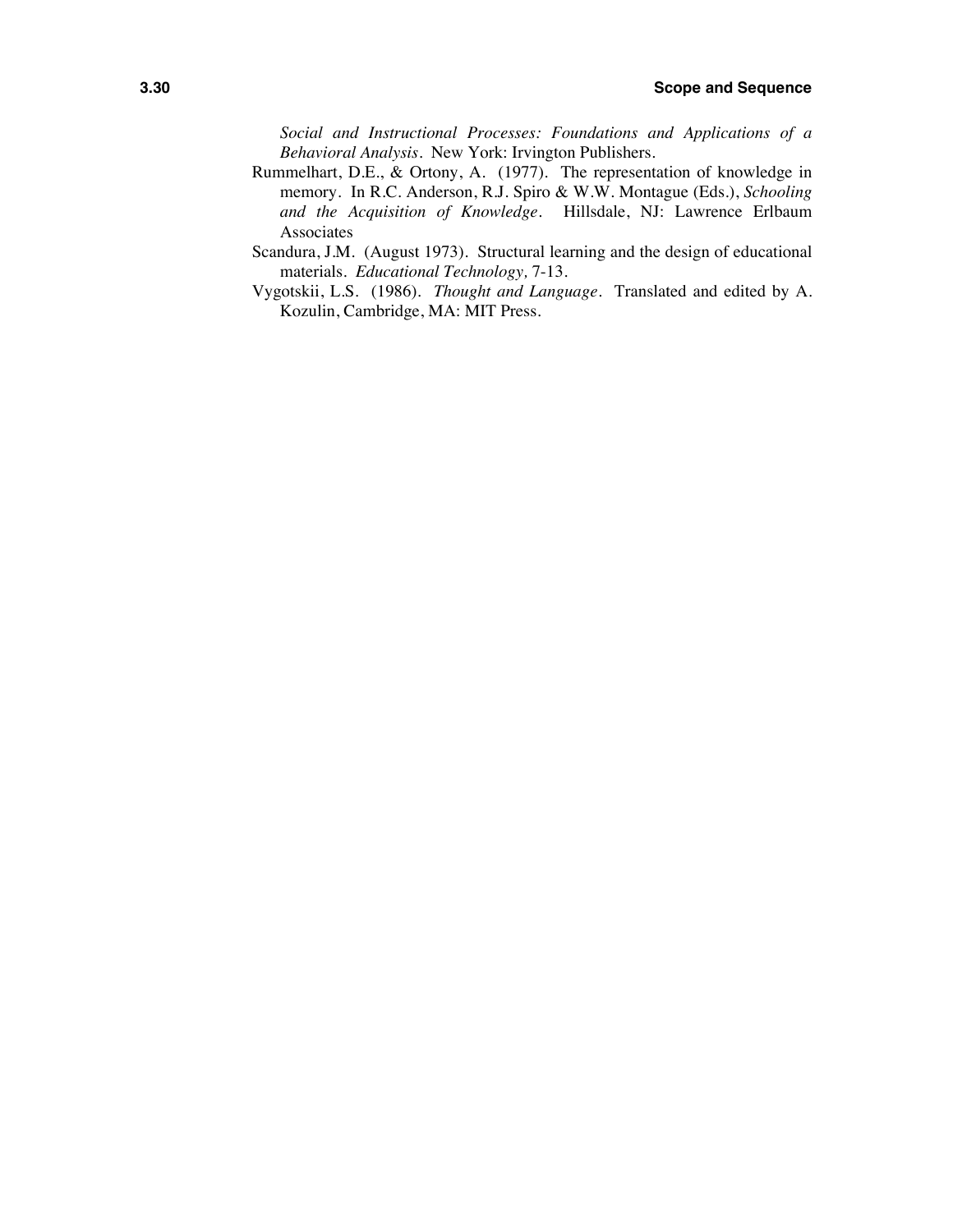*Social and Instructional Processes: Foundations and Applications of a Behavioral Analysis*. New York: Irvington Publishers.

Rummelhart, D.E., & Ortony, A. (1977). The representation of knowledge in memory. In R.C. Anderson, R.J. Spiro & W.W. Montague (Eds.), *Schooling and the Acquisition of Knowledge*. Hillsdale, NJ: Lawrence Erlbaum Associates

Scandura, J.M. (August 1973). Structural learning and the design of educational materials. *Educational Technology,* 7-13.

Vygotskii, L.S. (1986). *Thought and Language*. Translated and edited by A. Kozulin, Cambridge, MA: MIT Press.